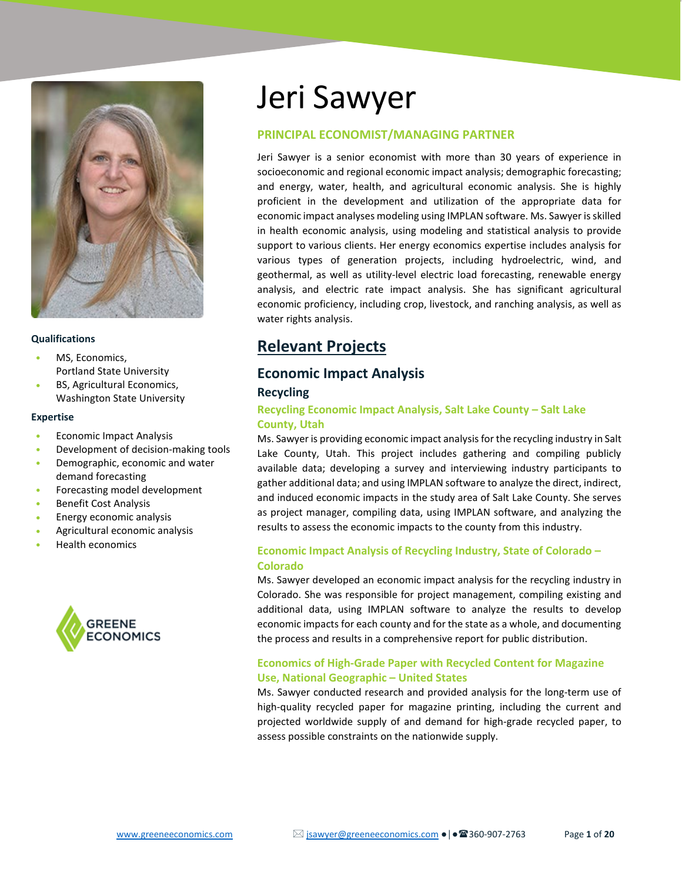# Jeri Sawyer

## PRINCIPAL ECONOMIST/MANAGING PARTNER

Jeri Sawyer is a senior economist with more than 30 years of experience in socioeconomic and regional economic impact analysis; demographic forecasting; and energy, water, health, and agricultural economic analysis. She is highly proficient in the development and utilization of the appropriate data for economic impact analyses modeling using IMPLAN software. Ms. Sawyer is skilled in health economic analysis, using modeling and statistical analysis to provide support to various clients. Her energy economics expertise includes analysis for various types of generation projects, including hydroelectric, wind, and geothermal, as well as utility-level electric load forecasting, renewable energy analysis, and electric rate impact analysis. She has significant agricultural economic proficiency, including crop, livestock, and ranching analysis, as well as water rights analysis.

**Qualifications**

- MS, Economics, Portland State University
- BS, Agricultural Economics, Washington State University

**Expertise**

- Economic Impact Analysis
- Development of decision-making tools
- Demographic, economic and water demand forecasting
- Forecasting model development
- Benefit Cost Analysis
- Energy economic analysis
- Agricultural economic analysis
- Health economics

GREENE ECONOMICS

## Relevant Projects

### Economic Impact Analysis

#### Recycling

**Recycling Economic Impact Analysis, Salt Lake County – Salt Lake County, Utah**

Ms. Sawyer is providing economic impact analysis for the recycling industry in Salt Lake County, Utah. This project includes gathering and compiling publicly available data; developing a survey and interviewing industry participants to gather additional data; and using IMPLAN software to analyze the direct, indirect, and induced economic impacts in the study area of Salt Lake County. She serves as project manager, compiling data, using IMPLAN software, and analyzing the results to assess the economic impacts to the county from this industry.

**Economic Impact Analysis of Recycling Industry, State of Colorado – Colorado**

Ms. Sawyer developed an economic impact analysis for the recycling industry in Colorado. She was responsible for project management, compiling existing and additional data, using IMPLAN software to analyze the results to develop economic impacts for each county and for the state as a whole, and documenting the process and results in a comprehensive report for public distribution.

**Economics of High-Grade Paper with Recycled Content for Magazine Use, National Geographic – United States**

Ms. Sawyer conducted research and provided analysis for the long-term use of high-quality recycled paper for magazine printing, including the current and projected worldwide supply of and demand for high-grade recycled paper, to assess possible constraints on the nationwide supply.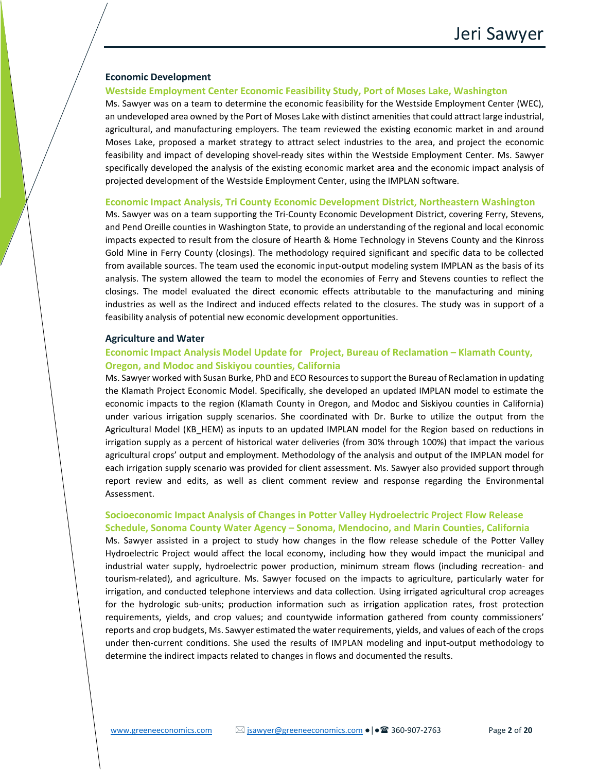### Economic Development

**Westside Employment Center Economic Feasibility Study, Port of Moses Lake, Washington**

Ms. Sawyer was on a team to determine the economic feasibility for the Westside Employment Center (WEC), an undeveloped area owned by the Port of Moses Lake with distinct amenities that could attract large industrial, agricultural, and manufacturing employers. The team reviewed the existing economic market in and around Moses Lake, proposed a market strategy to attract select industries to the area, and project the economic feasibility and impact of developing shovel-ready sites within the Westside Employment Center. Ms. Sawyer specifically developed the analysis of the existing economic market area and the economic impact analysis of projected development of the Westside Employment Center, using the IMPLAN software.

**Economic Impact Analysis, Tri County Economic Development District, Northeastern Washington**

Ms. Sawyer was on a team supporting the Tri-County Economic Development District, covering Ferry, Stevens, and Pend Oreille counties in Washington State, to provide an understanding of the regional and local economic impacts expected to result from the closure of Hearth & Home Technology in Stevens County and the Kinross Gold Mine in Ferry County (closings). The methodology required significant and specific data to be collected from available sources. The team used the economic input-output modeling system IMPLAN as the basis of its analysis. The system allowed the team to model the economies of Ferry and Stevens counties to reflect the closings. The model evaluated the direct economic effects attributable to the manufacturing and mining industries as well as the Indirect and induced effects related to the closures. The study was in support of a feasibility analysis of potential new economic development opportunities.

### Agriculture and Water

**Economic Impact Analysis Model Update for Project, Bureau of Reclamation – Klamath County, Oregon, and Modoc and Siskiyou counties, California**

Ms. Sawyer worked with Susan Burke, PhD and ECO Resources to support the Bureau of Reclamation in updating the Klamath Project Economic Model. Specifically, she developed an updated IMPLAN model to estimate the economic impacts to the region (Klamath County in Oregon, and Modoc and Siskiyou counties in California) under various irrigation supply scenarios. She coordinated with Dr. Burke to utilize the output from the Agricultural Model (KB_HEM) as inputs to an updated IMPLAN model for the Region based on reductions in irrigation supply as a percent of historical water deliveries (from 30% through 100%) that impact the various agricultural crops' output and employment. Methodology of the analysis and output of the IMPLAN model for each irrigation supply scenario was provided for client assessment. Ms. Sawyer also provided support through report review and edits, as well as client comment review and response regarding the Environmental Assessment.

**Socioeconomic Impact Analysis of Changes in Potter Valley Hydroelectric Project Flow Release Schedule, Sonoma County Water Agency – Sonoma, Mendocino, and Marin Counties, California**

Ms. Sawyer assisted in a project to study how changes in the flow release schedule of the Potter Valley Hydroelectric Project would affect the local economy, including how they would impact the municipal and industrial water supply, hydroelectric power production, minimum stream flows (including recreation- and tourism-related), and agriculture. Ms. Sawyer focused on the impacts to agriculture, particularly water for irrigation, and conducted telephone interviews and data collection. Using irrigated agricultural crop acreages for the hydrologic sub-units; production information such as irrigation application rates, frost protection requirements, yields, and crop values; and countywide information gathered from county commissioners' reports and crop budgets, Ms. Sawyer estimated the water requirements, yields, and values of each of the crops under then-current conditions. She used the results of IMPLAN modeling and input-output methodology to determine the indirect impacts related to changes in flows and documented the results.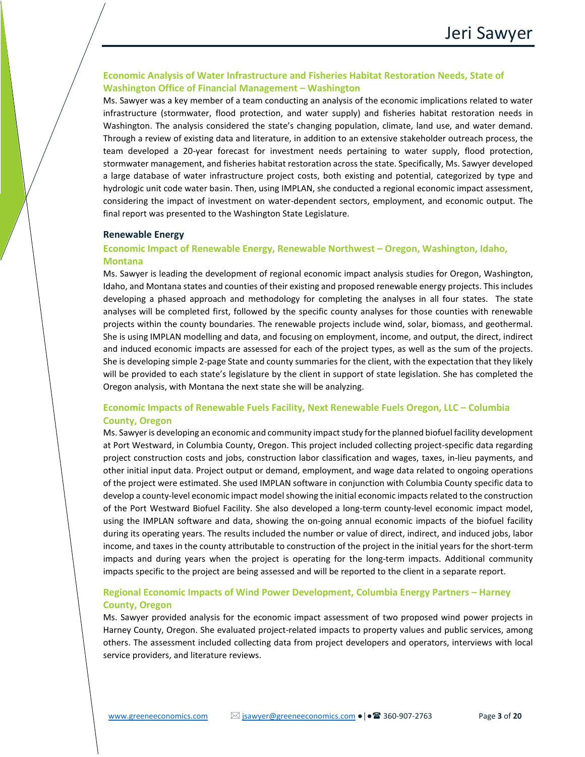### Economic Analysis of Water Infrastructure and Fisheries Habitat Restoration Needs, State of Washington Office of Financial Management – Washington

Ms. Sawyer was a key member of a team conducting an analysis of the economic implications related to water infrastructure (stormwater, flood protection, and water supply) and fisheries habitat restoration needs in Washington. The analysis considered the state's changing population, climate, land use, and water demand. Through a review of existing data and literature, in addition to an extensive stakeholder outreach process, the team developed a 20-year forecast for investment needs pertaining to water supply, flood protection, stormwater management, and fisheries habitat restoration across the state. Specifically, Ms. Sawyer developed a large database of water infrastructure project costs, both existing and potential, categorized by type and hydrologic unit code water basin. Then, using IMPLAN, she conducted a regional economic impact assessment, considering the impact of investment on water-dependent sectors, employment, and economic output. The final report was presented to the Washington State Legislature.

## Renewable Energy

### Economic Impact of Renewable Energy, Renewable Northwest – Oregon, Washington, Idaho, Montana

Ms. Sawyer is leading the development of regional economic impact analysis studies for Oregon, Washington, Idaho, and Montana states and counties of their existing and proposed renewable energy projects. This includes developing a phased approach and methodology for completing the analyses in all four states. The state analyses will be completed first, followed by the specific county analyses for those counties with renewable projects within the county boundaries. The renewable projects include wind, solar, biomass, and geothermal. She is using IMPLAN modelling and data, and focusing on employment, income, and output, the direct, indirect and induced economic impacts are assessed for each of the project types, as well as the sum of the projects. She is developing simple 2-page State and county summaries for the client, with the expectation that they likely will be provided to each state's legislature by the client in support of state legislation. She has completed the Oregon analysis, with Montana the next state she will be analyzing.

### Economic Impacts of Renewable Fuels Facility, Next Renewable Fuels Oregon, LLC – Columbia County, Oregon

Ms. Sawyer is developing an economic and community impact study for the planned biofuel facility development at Port Westward, in Columbia County, Oregon. This project included collecting project-specific data regarding project construction costs and jobs, construction labor classification and wages, taxes, in-lieu payments, and other initial input data. Project output or demand, employment, and wage data related to ongoing operations of the project were estimated. She used IMPLAN software in conjunction with Columbia County specific data to develop a county-level economic impact model showing the initial economic impacts related to the construction of the Port Westward Biofuel Facility. She also developed a long-term county-level economic impact model, using the IMPLAN software and data, showing the on-going annual economic impacts of the biofuel facility during its operating years. The results included the number or value of direct, indirect, and induced jobs, labor income, and taxes in the county attributable to construction of the project in the initial years for the short-term impacts and during years when the project is operating for the long-term impacts. Additional community impacts specific to the project are being assessed and will be reported to the client in a separate report.

### Regional Economic Impacts of Wind Power Development, Columbia Energy Partners – Harney County, Oregon

Ms. Sawyer provided analysis for the economic impact assessment of two proposed wind power projects in Harney County, Oregon. She evaluated project-related impacts to property values and public services, among others. The assessment included collecting data from project developers and operators, interviews with local service providers, and literature reviews.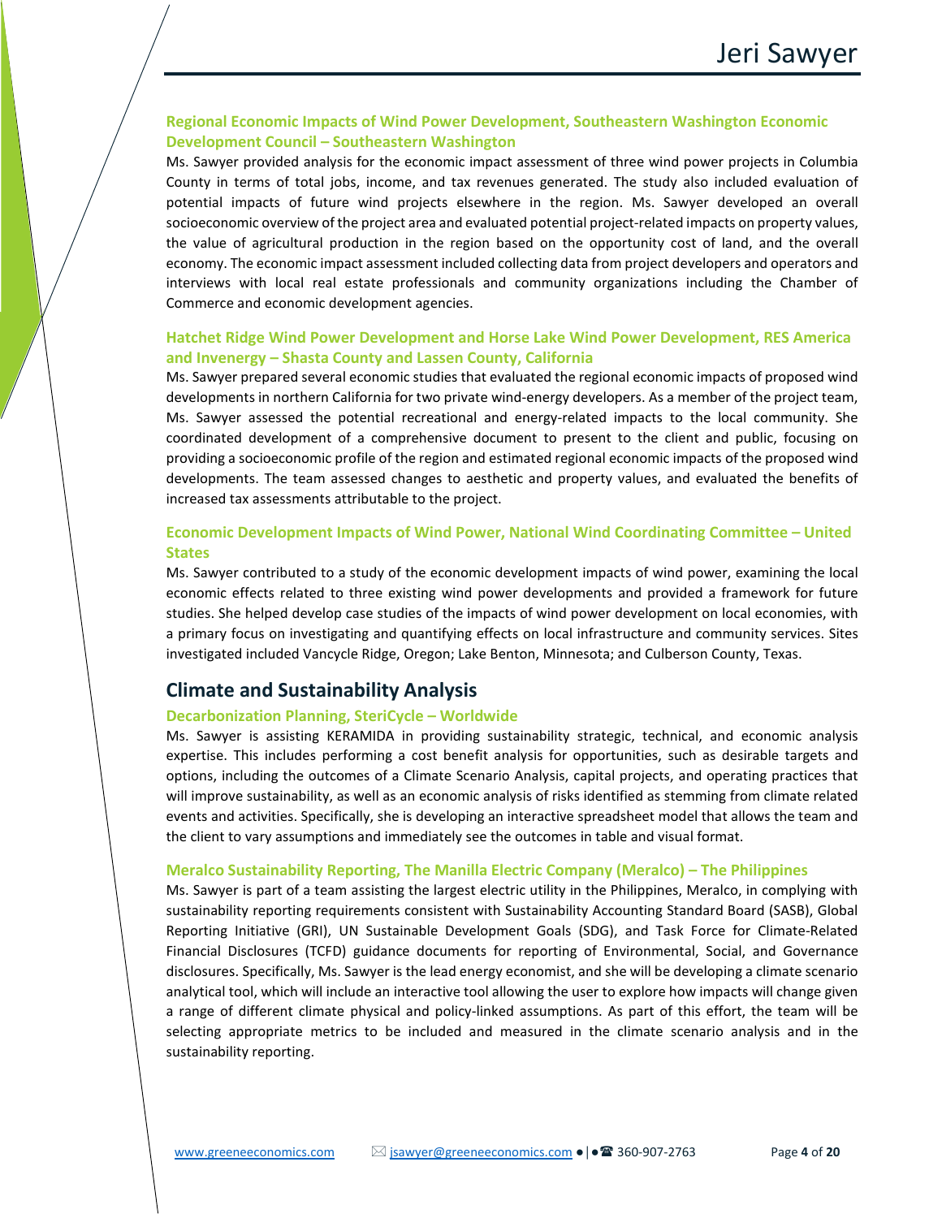### Regional Economic Impacts of Wind Power Development, Southeastern Washington Economic Development Council – Southeastern Washington

Ms. Sawyer provided analysis for the economic impact assessment of three wind power projects in Columbia County in terms of total jobs, income, and tax revenues generated. The study also included evaluation of potential impacts of future wind projects elsewhere in the region. Ms. Sawyer developed an overall socioeconomic overview of the project area and evaluated potential project-related impacts on property values, the value of agricultural production in the region based on the opportunity cost of land, and the overall economy. The economic impact assessment included collecting data from project developers and operators and interviews with local real estate professionals and community organizations including the Chamber of Commerce and economic development agencies.

### Hatchet Ridge Wind Power Development and Horse Lake Wind Power Development, RES America and Invenergy – Shasta County and Lassen County, California

Ms. Sawyer prepared several economic studies that evaluated the regional economic impacts of proposed wind developments in northern California for two private wind-energy developers. As a member of the project team, Ms. Sawyer assessed the potential recreational and energy-related impacts to the local community. She coordinated development of a comprehensive document to present to the client and public, focusing on providing a socioeconomic profile of the region and estimated regional economic impacts of the proposed wind developments. The team assessed changes to aesthetic and property values, and evaluated the benefits of increased tax assessments attributable to the project.

### Economic Development Impacts of Wind Power, National Wind Coordinating Committee – United States

Ms. Sawyer contributed to a study of the economic development impacts of wind power, examining the local economic effects related to three existing wind power developments and provided a framework for future studies. She helped develop case studies of the impacts of wind power development on local economies, with a primary focus on investigating and quantifying effects on local infrastructure and community services. Sites investigated included Vancycle Ridge, Oregon; Lake Benton, Minnesota; and Culberson County, Texas.

## Climate and Sustainability Analysis

### Decarbonization Planning, SteriCycle – Worldwide

Ms. Sawyer is assisting KERAMIDA in providing sustainability strategic, technical, and economic analysis expertise. This includes performing a cost benefit analysis for opportunities, such as desirable targets and options, including the outcomes of a Climate Scenario Analysis, capital projects, and operating practices that will improve sustainability, as well as an economic analysis of risks identified as stemming from climate related events and activities. Specifically, she is developing an interactive spreadsheet model that allows the team and the client to vary assumptions and immediately see the outcomes in table and visual format.

### Meralco Sustainability Reporting, The Manilla Electric Company (Meralco) – The Philippines

Ms. Sawyer is part of a team assisting the largest electric utility in the Philippines, Meralco, in complying with sustainability reporting requirements consistent with Sustainability Accounting Standard Board (SASB), Global Reporting Initiative (GRI), UN Sustainable Development Goals (SDG), and Task Force for Climate-Related Financial Disclosures (TCFD) guidance documents for reporting of Environmental, Social, and Governance disclosures. Specifically, Ms. Sawyer is the lead energy economist, and she will be developing a climate scenario analytical tool, which will include an interactive tool allowing the user to explore how impacts will change given a range of different climate physical and policy-linked assumptions. As part of this effort, the team will be selecting appropriate metrics to be included and measured in the climate scenario analysis and in the sustainability reporting.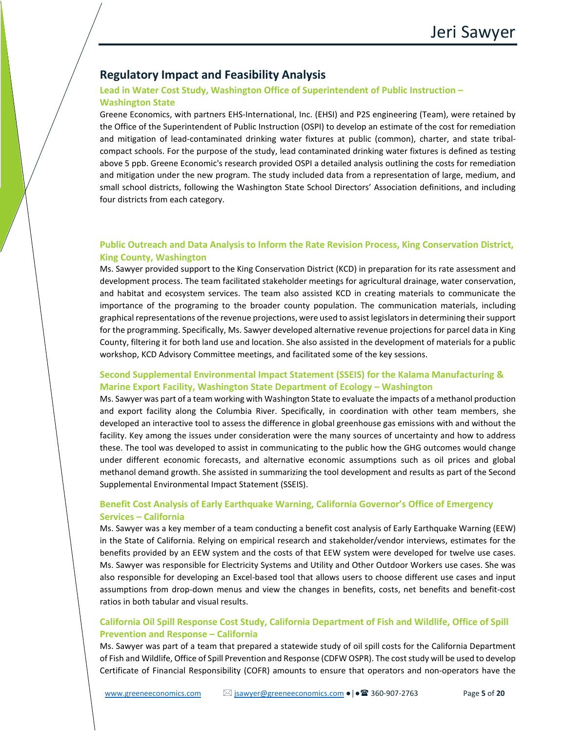## Regulatory Impact and Feasibility Analysis

### Lead in Water Cost Study, Washington Office of Superintendent of Public Instruction – Washington State

Greene Economics, with partners EHS-International, Inc. (EHSI) and P2S engineering (Team), were retained by the Office of the Superintendent of Public Instruction (OSPI) to develop an estimate of the cost for remediation and mitigation of lead-contaminated drinking water fixtures at public (common), charter, and state tribal-compact schools. For the purpose of the study, lead contaminated drinking water fixtures is defined as testing above 5 ppb. Greene Economic's research provided OSPI a detailed analysis outlining the costs for remediation and mitigation under the new program. The study included data from a representation of large, medium, and small school districts, following the Washington State School Directors' Association definitions, and including four districts from each category.

### Public Outreach and Data Analysis to Inform the Rate Revision Process, King Conservation District, King County, Washington

Ms. Sawyer provided support to the King Conservation District (KCD) in preparation for its rate assessment and development process. The team facilitated stakeholder meetings for agricultural drainage, water conservation, and habitat and ecosystem services. The team also assisted KCD in creating materials to communicate the importance of the programing to the broader county population. The communication materials, including graphical representations of the revenue projections, were used to assist legislators in determining their support for the programming. Specifically, Ms. Sawyer developed alternative revenue projections for parcel data in King County, filtering it for both land use and location. She also assisted in the development of materials for a public workshop, KCD Advisory Committee meetings, and facilitated some of the key sessions.

### Second Supplemental Environmental Impact Statement (SSEIS) for the Kalama Manufacturing & Marine Export Facility, Washington State Department of Ecology – Washington

Ms. Sawyer was part of a team working with Washington State to evaluate the impacts of a methanol production and export facility along the Columbia River. Specifically, in coordination with other team members, she developed an interactive tool to assess the difference in global greenhouse gas emissions with and without the facility. Key among the issues under consideration were the many sources of uncertainty and how to address these. The tool was developed to assist in communicating to the public how the GHG outcomes would change under different economic forecasts, and alternative economic assumptions such as oil prices and global methanol demand growth. She assisted in summarizing the tool development and results as part of the Second Supplemental Environmental Impact Statement (SSEIS).

### Benefit Cost Analysis of Early Earthquake Warning, California Governor's Office of Emergency Services – California

Ms. Sawyer was a key member of a team conducting a benefit cost analysis of Early Earthquake Warning (EEW) in the State of California. Relying on empirical research and stakeholder/vendor interviews, estimates for the benefits provided by an EEW system and the costs of that EEW system were developed for twelve use cases. Ms. Sawyer was responsible for Electricity Systems and Utility and Other Outdoor Workers use cases. She was also responsible for developing an Excel-based tool that allows users to choose different use cases and input assumptions from drop-down menus and view the changes in benefits, costs, net benefits and benefit-cost ratios in both tabular and visual results.

### California Oil Spill Response Cost Study, California Department of Fish and Wildlife, Office of Spill Prevention and Response – California

Ms. Sawyer was part of a team that prepared a statewide study of oil spill costs for the California Department of Fish and Wildlife, Office of Spill Prevention and Response (CDFW OSPR). The cost study will be used to develop Certificate of Financial Responsibility (COFR) amounts to ensure that operators and non-operators have the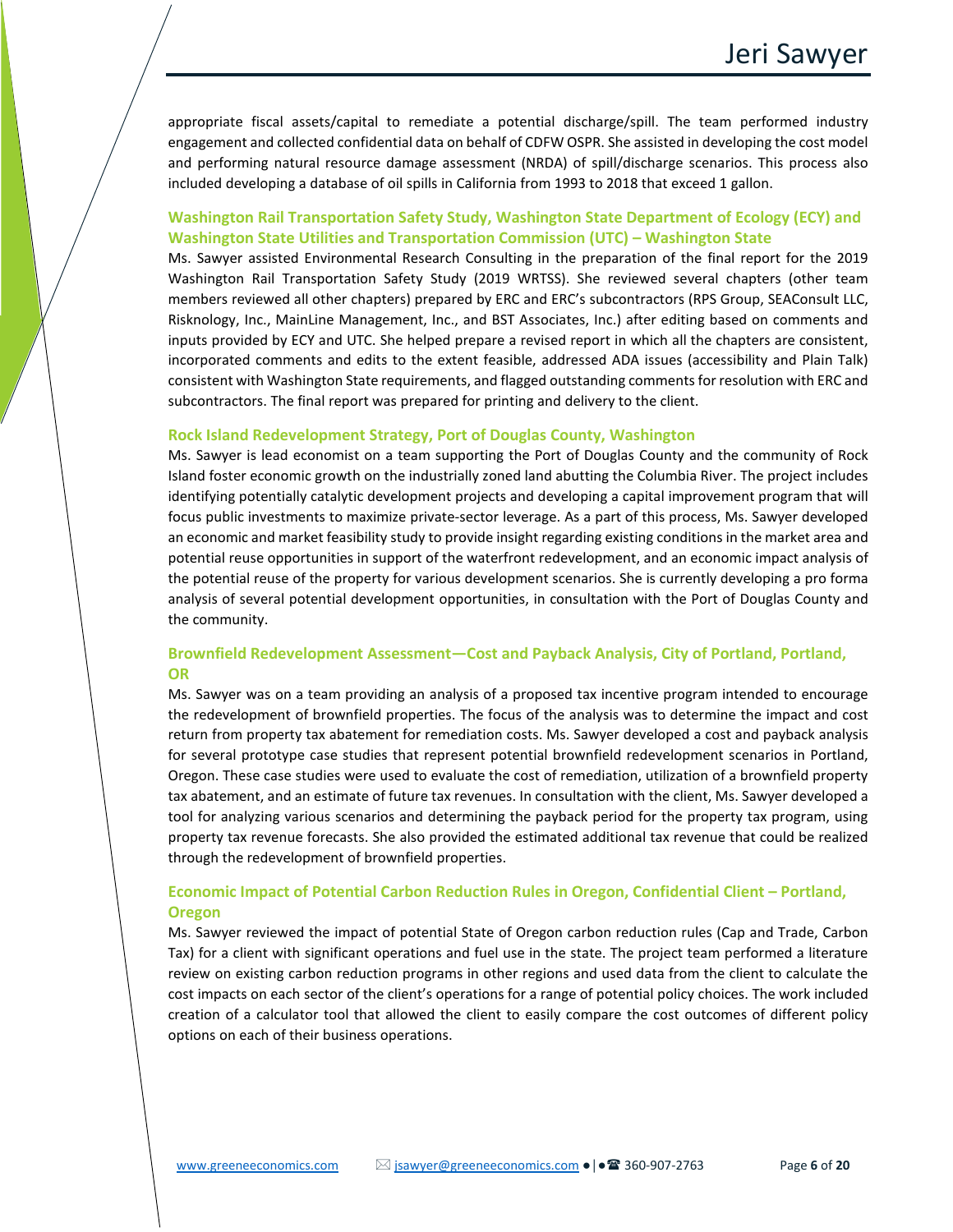appropriate fiscal assets/capital to remediate a potential discharge/spill. The team performed industry engagement and collected confidential data on behalf of CDFW OSPR. She assisted in developing the cost model and performing natural resource damage assessment (NRDA) of spill/discharge scenarios. This process also included developing a database of oil spills in California from 1993 to 2018 that exceed 1 gallon.

### Washington Rail Transportation Safety Study, Washington State Department of Ecology (ECY) and Washington State Utilities and Transportation Commission (UTC) – Washington State

Ms. Sawyer assisted Environmental Research Consulting in the preparation of the final report for the 2019 Washington Rail Transportation Safety Study (2019 WRTSS). She reviewed several chapters (other team members reviewed all other chapters) prepared by ERC and ERC's subcontractors (RPS Group, SEAConsult LLC, Risknology, Inc., MainLine Management, Inc., and BST Associates, Inc.) after editing based on comments and inputs provided by ECY and UTC. She helped prepare a revised report in which all the chapters are consistent, incorporated comments and edits to the extent feasible, addressed ADA issues (accessibility and Plain Talk) consistent with Washington State requirements, and flagged outstanding comments for resolution with ERC and subcontractors. The final report was prepared for printing and delivery to the client.

### Rock Island Redevelopment Strategy, Port of Douglas County, Washington

Ms. Sawyer is lead economist on a team supporting the Port of Douglas County and the community of Rock Island foster economic growth on the industrially zoned land abutting the Columbia River. The project includes identifying potentially catalytic development projects and developing a capital improvement program that will focus public investments to maximize private-sector leverage. As a part of this process, Ms. Sawyer developed an economic and market feasibility study to provide insight regarding existing conditions in the market area and potential reuse opportunities in support of the waterfront redevelopment, and an economic impact analysis of the potential reuse of the property for various development scenarios. She is currently developing a pro forma analysis of several potential development opportunities, in consultation with the Port of Douglas County and the community.

### Brownfield Redevelopment Assessment—Cost and Payback Analysis, City of Portland, Portland, OR

Ms. Sawyer was on a team providing an analysis of a proposed tax incentive program intended to encourage the redevelopment of brownfield properties. The focus of the analysis was to determine the impact and cost return from property tax abatement for remediation costs. Ms. Sawyer developed a cost and payback analysis for several prototype case studies that represent potential brownfield redevelopment scenarios in Portland, Oregon. These case studies were used to evaluate the cost of remediation, utilization of a brownfield property tax abatement, and an estimate of future tax revenues. In consultation with the client, Ms. Sawyer developed a tool for analyzing various scenarios and determining the payback period for the property tax program, using property tax revenue forecasts. She also provided the estimated additional tax revenue that could be realized through the redevelopment of brownfield properties.

### Economic Impact of Potential Carbon Reduction Rules in Oregon, Confidential Client – Portland, Oregon

Ms. Sawyer reviewed the impact of potential State of Oregon carbon reduction rules (Cap and Trade, Carbon Tax) for a client with significant operations and fuel use in the state. The project team performed a literature review on existing carbon reduction programs in other regions and used data from the client to calculate the cost impacts on each sector of the client's operations for a range of potential policy choices. The work included creation of a calculator tool that allowed the client to easily compare the cost outcomes of different policy options on each of their business operations.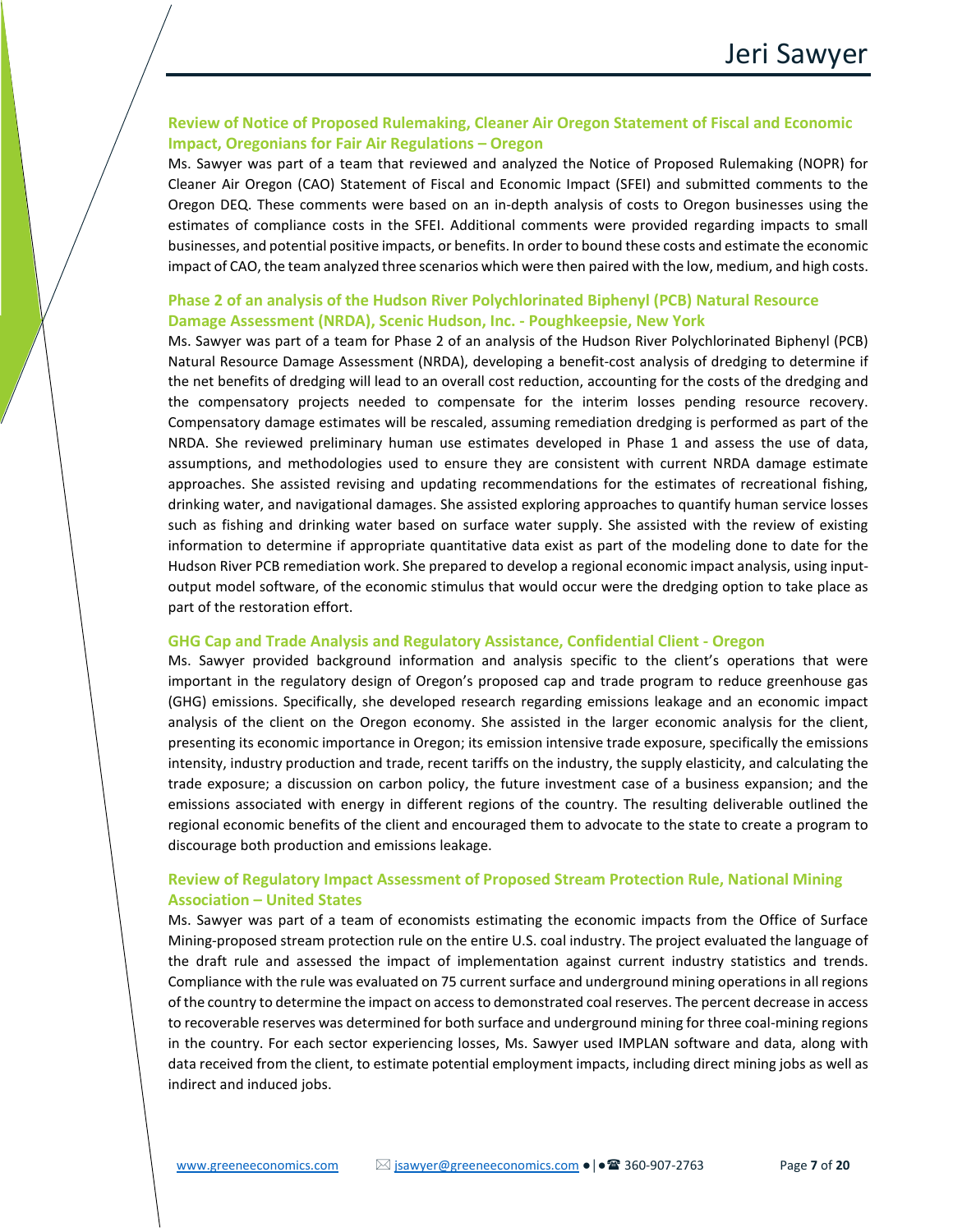### Review of Notice of Proposed Rulemaking, Cleaner Air Oregon Statement of Fiscal and Economic Impact, Oregonians for Fair Air Regulations – Oregon

Ms. Sawyer was part of a team that reviewed and analyzed the Notice of Proposed Rulemaking (NOPR) for Cleaner Air Oregon (CAO) Statement of Fiscal and Economic Impact (SFEI) and submitted comments to the Oregon DEQ. These comments were based on an in-depth analysis of costs to Oregon businesses using the estimates of compliance costs in the SFEI. Additional comments were provided regarding impacts to small businesses, and potential positive impacts, or benefits. In order to bound these costs and estimate the economic impact of CAO, the team analyzed three scenarios which were then paired with the low, medium, and high costs.

### Phase 2 of an analysis of the Hudson River Polychlorinated Biphenyl (PCB) Natural Resource Damage Assessment (NRDA), Scenic Hudson, Inc. - Poughkeepsie, New York

Ms. Sawyer was part of a team for Phase 2 of an analysis of the Hudson River Polychlorinated Biphenyl (PCB) Natural Resource Damage Assessment (NRDA), developing a benefit-cost analysis of dredging to determine if the net benefits of dredging will lead to an overall cost reduction, accounting for the costs of the dredging and the compensatory projects needed to compensate for the interim losses pending resource recovery. Compensatory damage estimates will be rescaled, assuming remediation dredging is performed as part of the NRDA. She reviewed preliminary human use estimates developed in Phase 1 and assess the use of data, assumptions, and methodologies used to ensure they are consistent with current NRDA damage estimate approaches. She assisted revising and updating recommendations for the estimates of recreational fishing, drinking water, and navigational damages. She assisted exploring approaches to quantify human service losses such as fishing and drinking water based on surface water supply. She assisted with the review of existing information to determine if appropriate quantitative data exist as part of the modeling done to date for the Hudson River PCB remediation work. She prepared to develop a regional economic impact analysis, using input-output model software, of the economic stimulus that would occur were the dredging option to take place as part of the restoration effort.

### GHG Cap and Trade Analysis and Regulatory Assistance, Confidential Client - Oregon

Ms. Sawyer provided background information and analysis specific to the client's operations that were important in the regulatory design of Oregon's proposed cap and trade program to reduce greenhouse gas (GHG) emissions. Specifically, she developed research regarding emissions leakage and an economic impact analysis of the client on the Oregon economy. She assisted in the larger economic analysis for the client, presenting its economic importance in Oregon; its emission intensive trade exposure, specifically the emissions intensity, industry production and trade, recent tariffs on the industry, the supply elasticity, and calculating the trade exposure; a discussion on carbon policy, the future investment case of a business expansion; and the emissions associated with energy in different regions of the country. The resulting deliverable outlined the regional economic benefits of the client and encouraged them to advocate to the state to create a program to discourage both production and emissions leakage.

### Review of Regulatory Impact Assessment of Proposed Stream Protection Rule, National Mining Association – United States

Ms. Sawyer was part of a team of economists estimating the economic impacts from the Office of Surface Mining-proposed stream protection rule on the entire U.S. coal industry. The project evaluated the language of the draft rule and assessed the impact of implementation against current industry statistics and trends. Compliance with the rule was evaluated on 75 current surface and underground mining operations in all regions of the country to determine the impact on access to demonstrated coal reserves. The percent decrease in access to recoverable reserves was determined for both surface and underground mining for three coal-mining regions in the country. For each sector experiencing losses, Ms. Sawyer used IMPLAN software and data, along with data received from the client, to estimate potential employment impacts, including direct mining jobs as well as indirect and induced jobs.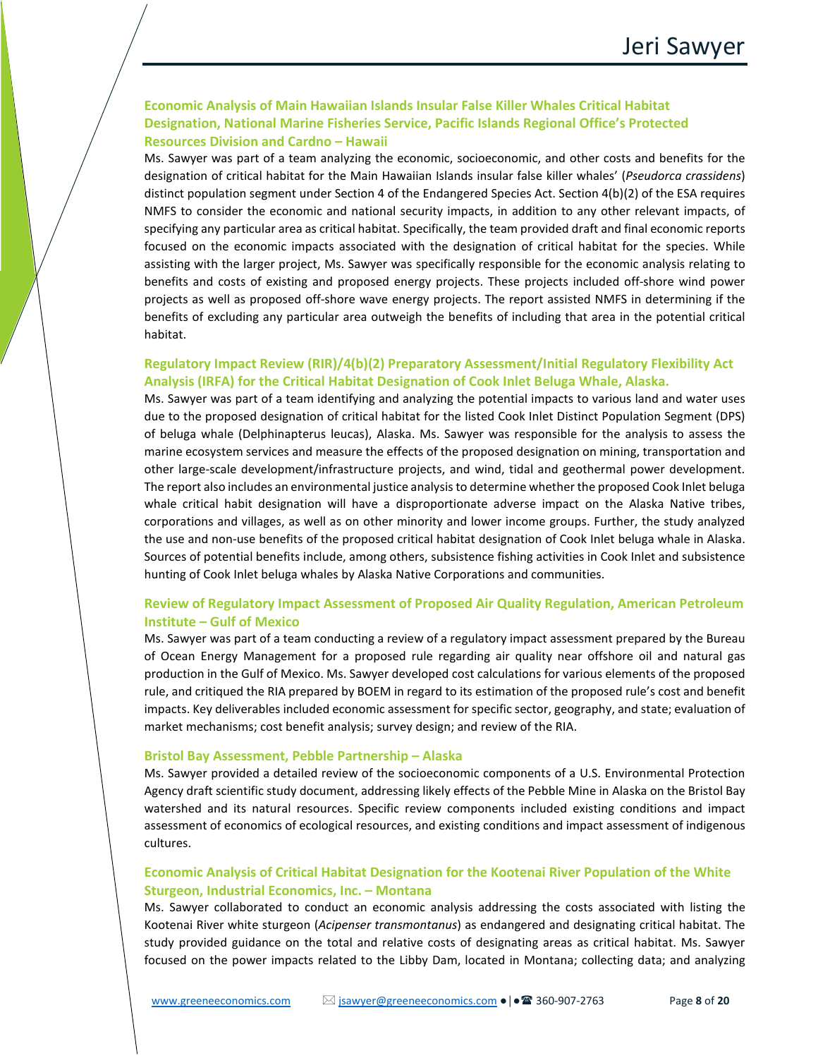### Economic Analysis of Main Hawaiian Islands Insular False Killer Whales Critical Habitat Designation, National Marine Fisheries Service, Pacific Islands Regional Office's Protected Resources Division and Cardno – Hawaii

Ms. Sawyer was part of a team analyzing the economic, socioeconomic, and other costs and benefits for the designation of critical habitat for the Main Hawaiian Islands insular false killer whales' (*Pseudorca crassidens*) distinct population segment under Section 4 of the Endangered Species Act. Section 4(b)(2) of the ESA requires NMFS to consider the economic and national security impacts, in addition to any other relevant impacts, of specifying any particular area as critical habitat. Specifically, the team provided draft and final economic reports focused on the economic impacts associated with the designation of critical habitat for the species. While assisting with the larger project, Ms. Sawyer was specifically responsible for the economic analysis relating to benefits and costs of existing and proposed energy projects. These projects included off-shore wind power projects as well as proposed off-shore wave energy projects. The report assisted NMFS in determining if the benefits of excluding any particular area outweigh the benefits of including that area in the potential critical habitat.

### Regulatory Impact Review (RIR)/4(b)(2) Preparatory Assessment/Initial Regulatory Flexibility Act Analysis (IRFA) for the Critical Habitat Designation of Cook Inlet Beluga Whale, Alaska.

Ms. Sawyer was part of a team identifying and analyzing the potential impacts to various land and water uses due to the proposed designation of critical habitat for the listed Cook Inlet Distinct Population Segment (DPS) of beluga whale (Delphinapterus leucas), Alaska. Ms. Sawyer was responsible for the analysis to assess the marine ecosystem services and measure the effects of the proposed designation on mining, transportation and other large-scale development/infrastructure projects, and wind, tidal and geothermal power development. The report also includes an environmental justice analysis to determine whether the proposed Cook Inlet beluga whale critical habit designation will have a disproportionate adverse impact on the Alaska Native tribes, corporations and villages, as well as on other minority and lower income groups. Further, the study analyzed the use and non-use benefits of the proposed critical habitat designation of Cook Inlet beluga whale in Alaska. Sources of potential benefits include, among others, subsistence fishing activities in Cook Inlet and subsistence hunting of Cook Inlet beluga whales by Alaska Native Corporations and communities.

### Review of Regulatory Impact Assessment of Proposed Air Quality Regulation, American Petroleum Institute – Gulf of Mexico

Ms. Sawyer was part of a team conducting a review of a regulatory impact assessment prepared by the Bureau of Ocean Energy Management for a proposed rule regarding air quality near offshore oil and natural gas production in the Gulf of Mexico. Ms. Sawyer developed cost calculations for various elements of the proposed rule, and critiqued the RIA prepared by BOEM in regard to its estimation of the proposed rule's cost and benefit impacts. Key deliverables included economic assessment for specific sector, geography, and state; evaluation of market mechanisms; cost benefit analysis; survey design; and review of the RIA.

### Bristol Bay Assessment, Pebble Partnership – Alaska

Ms. Sawyer provided a detailed review of the socioeconomic components of a U.S. Environmental Protection Agency draft scientific study document, addressing likely effects of the Pebble Mine in Alaska on the Bristol Bay watershed and its natural resources. Specific review components included existing conditions and impact assessment of economics of ecological resources, and existing conditions and impact assessment of indigenous cultures.

### Economic Analysis of Critical Habitat Designation for the Kootenai River Population of the White Sturgeon, Industrial Economics, Inc. – Montana

Ms. Sawyer collaborated to conduct an economic analysis addressing the costs associated with listing the Kootenai River white sturgeon (*Acipenser transmontanus*) as endangered and designating critical habitat. The study provided guidance on the total and relative costs of designating areas as critical habitat. Ms. Sawyer focused on the power impacts related to the Libby Dam, located in Montana; collecting data; and analyzing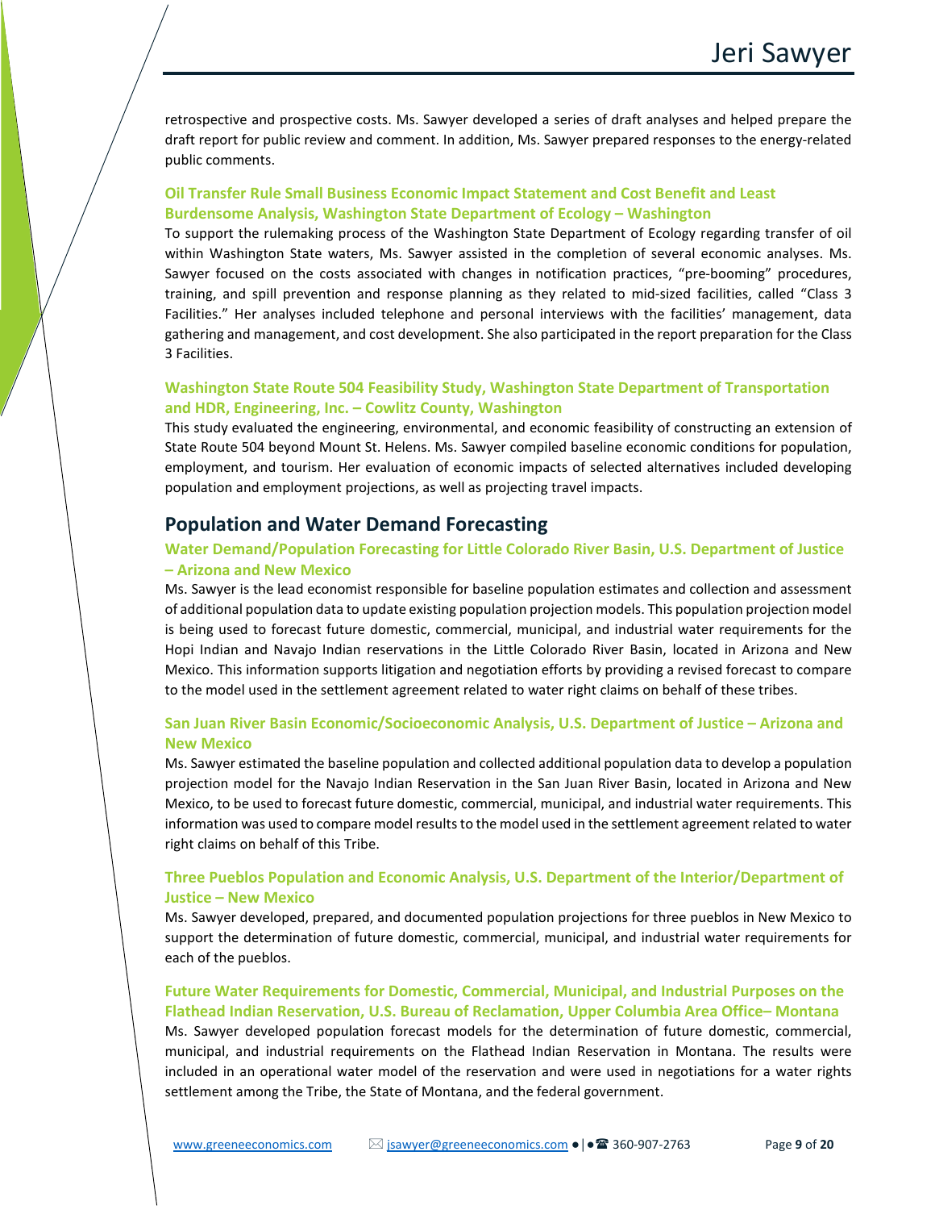retrospective and prospective costs. Ms. Sawyer developed a series of draft analyses and helped prepare the draft report for public review and comment. In addition, Ms. Sawyer prepared responses to the energy-related public comments.

### Oil Transfer Rule Small Business Economic Impact Statement and Cost Benefit and Least Burdensome Analysis, Washington State Department of Ecology – Washington

To support the rulemaking process of the Washington State Department of Ecology regarding transfer of oil within Washington State waters, Ms. Sawyer assisted in the completion of several economic analyses. Ms. Sawyer focused on the costs associated with changes in notification practices, "pre-booming" procedures, training, and spill prevention and response planning as they related to mid-sized facilities, called "Class 3 Facilities." Her analyses included telephone and personal interviews with the facilities' management, data gathering and management, and cost development. She also participated in the report preparation for the Class 3 Facilities.

### Washington State Route 504 Feasibility Study, Washington State Department of Transportation and HDR, Engineering, Inc. – Cowlitz County, Washington

This study evaluated the engineering, environmental, and economic feasibility of constructing an extension of State Route 504 beyond Mount St. Helens. Ms. Sawyer compiled baseline economic conditions for population, employment, and tourism. Her evaluation of economic impacts of selected alternatives included developing population and employment projections, as well as projecting travel impacts.

## Population and Water Demand Forecasting

### Water Demand/Population Forecasting for Little Colorado River Basin, U.S. Department of Justice – Arizona and New Mexico

Ms. Sawyer is the lead economist responsible for baseline population estimates and collection and assessment of additional population data to update existing population projection models. This population projection model is being used to forecast future domestic, commercial, municipal, and industrial water requirements for the Hopi Indian and Navajo Indian reservations in the Little Colorado River Basin, located in Arizona and New Mexico. This information supports litigation and negotiation efforts by providing a revised forecast to compare to the model used in the settlement agreement related to water right claims on behalf of these tribes.

### San Juan River Basin Economic/Socioeconomic Analysis, U.S. Department of Justice – Arizona and New Mexico

Ms. Sawyer estimated the baseline population and collected additional population data to develop a population projection model for the Navajo Indian Reservation in the San Juan River Basin, located in Arizona and New Mexico, to be used to forecast future domestic, commercial, municipal, and industrial water requirements. This information was used to compare model results to the model used in the settlement agreement related to water right claims on behalf of this Tribe.

### Three Pueblos Population and Economic Analysis, U.S. Department of the Interior/Department of Justice – New Mexico

Ms. Sawyer developed, prepared, and documented population projections for three pueblos in New Mexico to support the determination of future domestic, commercial, municipal, and industrial water requirements for each of the pueblos.

### Future Water Requirements for Domestic, Commercial, Municipal, and Industrial Purposes on the Flathead Indian Reservation, U.S. Bureau of Reclamation, Upper Columbia Area Office– Montana

Ms. Sawyer developed population forecast models for the determination of future domestic, commercial, municipal, and industrial requirements on the Flathead Indian Reservation in Montana. The results were included in an operational water model of the reservation and were used in negotiations for a water rights settlement among the Tribe, the State of Montana, and the federal government.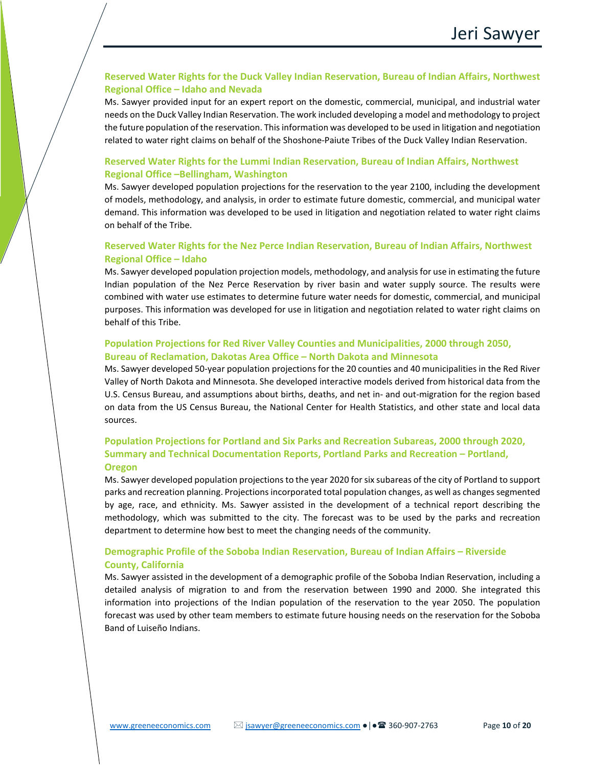### Reserved Water Rights for the Duck Valley Indian Reservation, Bureau of Indian Affairs, Northwest Regional Office – Idaho and Nevada

Ms. Sawyer provided input for an expert report on the domestic, commercial, municipal, and industrial water needs on the Duck Valley Indian Reservation. The work included developing a model and methodology to project the future population of the reservation. This information was developed to be used in litigation and negotiation related to water right claims on behalf of the Shoshone-Paiute Tribes of the Duck Valley Indian Reservation.

### Reserved Water Rights for the Lummi Indian Reservation, Bureau of Indian Affairs, Northwest Regional Office –Bellingham, Washington

Ms. Sawyer developed population projections for the reservation to the year 2100, including the development of models, methodology, and analysis, in order to estimate future domestic, commercial, and municipal water demand. This information was developed to be used in litigation and negotiation related to water right claims on behalf of the Tribe.

### Reserved Water Rights for the Nez Perce Indian Reservation, Bureau of Indian Affairs, Northwest Regional Office – Idaho

Ms. Sawyer developed population projection models, methodology, and analysis for use in estimating the future Indian population of the Nez Perce Reservation by river basin and water supply source. The results were combined with water use estimates to determine future water needs for domestic, commercial, and municipal purposes. This information was developed for use in litigation and negotiation related to water right claims on behalf of this Tribe.

### Population Projections for Red River Valley Counties and Municipalities, 2000 through 2050, Bureau of Reclamation, Dakotas Area Office – North Dakota and Minnesota

Ms. Sawyer developed 50-year population projections for the 20 counties and 40 municipalities in the Red River Valley of North Dakota and Minnesota. She developed interactive models derived from historical data from the U.S. Census Bureau, and assumptions about births, deaths, and net in- and out-migration for the region based on data from the US Census Bureau, the National Center for Health Statistics, and other state and local data sources.

### Population Projections for Portland and Six Parks and Recreation Subareas, 2000 through 2020, Summary and Technical Documentation Reports, Portland Parks and Recreation – Portland, Oregon

Ms. Sawyer developed population projections to the year 2020 for six subareas of the city of Portland to support parks and recreation planning. Projections incorporated total population changes, as well as changes segmented by age, race, and ethnicity. Ms. Sawyer assisted in the development of a technical report describing the methodology, which was submitted to the city. The forecast was to be used by the parks and recreation department to determine how best to meet the changing needs of the community.

### Demographic Profile of the Soboba Indian Reservation, Bureau of Indian Affairs – Riverside County, California

Ms. Sawyer assisted in the development of a demographic profile of the Soboba Indian Reservation, including a detailed analysis of migration to and from the reservation between 1990 and 2000. She integrated this information into projections of the Indian population of the reservation to the year 2050. The population forecast was used by other team members to estimate future housing needs on the reservation for the Soboba Band of Luiseño Indians.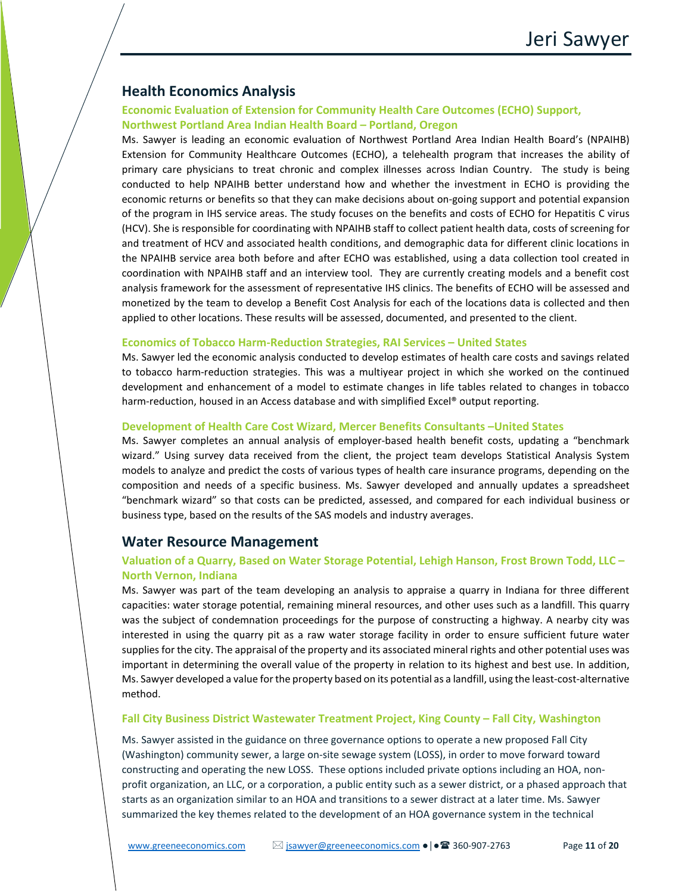## Health Economics Analysis

### Economic Evaluation of Extension for Community Health Care Outcomes (ECHO) Support, Northwest Portland Area Indian Health Board – Portland, Oregon

Ms. Sawyer is leading an economic evaluation of Northwest Portland Area Indian Health Board's (NPAIHB) Extension for Community Healthcare Outcomes (ECHO), a telehealth program that increases the ability of primary care physicians to treat chronic and complex illnesses across Indian Country. The study is being conducted to help NPAIHB better understand how and whether the investment in ECHO is providing the economic returns or benefits so that they can make decisions about on-going support and potential expansion of the program in IHS service areas. The study focuses on the benefits and costs of ECHO for Hepatitis C virus (HCV). She is responsible for coordinating with NPAIHB staff to collect patient health data, costs of screening for and treatment of HCV and associated health conditions, and demographic data for different clinic locations in the NPAIHB service area both before and after ECHO was established, using a data collection tool created in coordination with NPAIHB staff and an interview tool. They are currently creating models and a benefit cost analysis framework for the assessment of representative IHS clinics. The benefits of ECHO will be assessed and monetized by the team to develop a Benefit Cost Analysis for each of the locations data is collected and then applied to other locations. These results will be assessed, documented, and presented to the client.

### Economics of Tobacco Harm-Reduction Strategies, RAI Services – United States

Ms. Sawyer led the economic analysis conducted to develop estimates of health care costs and savings related to tobacco harm-reduction strategies. This was a multiyear project in which she worked on the continued development and enhancement of a model to estimate changes in life tables related to changes in tobacco harm-reduction, housed in an Access database and with simplified Excel® output reporting.

### Development of Health Care Cost Wizard, Mercer Benefits Consultants –United States

Ms. Sawyer completes an annual analysis of employer-based health benefit costs, updating a "benchmark wizard." Using survey data received from the client, the project team develops Statistical Analysis System models to analyze and predict the costs of various types of health care insurance programs, depending on the composition and needs of a specific business. Ms. Sawyer developed and annually updates a spreadsheet "benchmark wizard" so that costs can be predicted, assessed, and compared for each individual business or business type, based on the results of the SAS models and industry averages.

## Water Resource Management

### Valuation of a Quarry, Based on Water Storage Potential, Lehigh Hanson, Frost Brown Todd, LLC – North Vernon, Indiana

Ms. Sawyer was part of the team developing an analysis to appraise a quarry in Indiana for three different capacities: water storage potential, remaining mineral resources, and other uses such as a landfill. This quarry was the subject of condemnation proceedings for the purpose of constructing a highway. A nearby city was interested in using the quarry pit as a raw water storage facility in order to ensure sufficient future water supplies for the city. The appraisal of the property and its associated mineral rights and other potential uses was important in determining the overall value of the property in relation to its highest and best use. In addition, Ms. Sawyer developed a value for the property based on its potential as a landfill, using the least-cost-alternative method.

### Fall City Business District Wastewater Treatment Project, King County – Fall City, Washington

Ms. Sawyer assisted in the guidance on three governance options to operate a new proposed Fall City (Washington) community sewer, a large on-site sewage system (LOSS), in order to move forward toward constructing and operating the new LOSS. These options included private options including an HOA, non-profit organization, an LLC, or a corporation, a public entity such as a sewer district, or a phased approach that starts as an organization similar to an HOA and transitions to a sewer distract at a later time. Ms. Sawyer summarized the key themes related to the development of an HOA governance system in the technical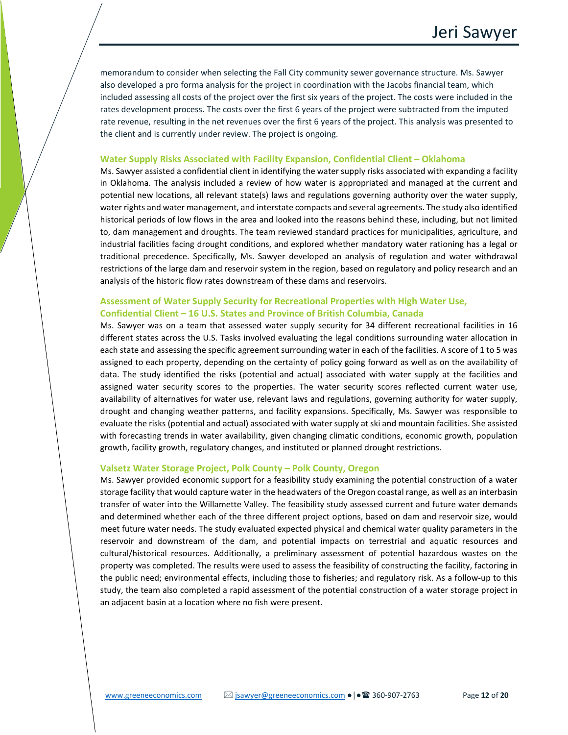memorandum to consider when selecting the Fall City community sewer governance structure. Ms. Sawyer also developed a pro forma analysis for the project in coordination with the Jacobs financial team, which included assessing all costs of the project over the first six years of the project. The costs were included in the rates development process. The costs over the first 6 years of the project were subtracted from the imputed rate revenue, resulting in the net revenues over the first 6 years of the project. This analysis was presented to the client and is currently under review. The project is ongoing.

### Water Supply Risks Associated with Facility Expansion, Confidential Client – Oklahoma

Ms. Sawyer assisted a confidential client in identifying the water supply risks associated with expanding a facility in Oklahoma. The analysis included a review of how water is appropriated and managed at the current and potential new locations, all relevant state(s) laws and regulations governing authority over the water supply, water rights and water management, and interstate compacts and several agreements. The study also identified historical periods of low flows in the area and looked into the reasons behind these, including, but not limited to, dam management and droughts. The team reviewed standard practices for municipalities, agriculture, and industrial facilities facing drought conditions, and explored whether mandatory water rationing has a legal or traditional precedence. Specifically, Ms. Sawyer developed an analysis of regulation and water withdrawal restrictions of the large dam and reservoir system in the region, based on regulatory and policy research and an analysis of the historic flow rates downstream of these dams and reservoirs.

### Assessment of Water Supply Security for Recreational Properties with High Water Use, Confidential Client – 16 U.S. States and Province of British Columbia, Canada

Ms. Sawyer was on a team that assessed water supply security for 34 different recreational facilities in 16 different states across the U.S. Tasks involved evaluating the legal conditions surrounding water allocation in each state and assessing the specific agreement surrounding water in each of the facilities. A score of 1 to 5 was assigned to each property, depending on the certainty of policy going forward as well as on the availability of data. The study identified the risks (potential and actual) associated with water supply at the facilities and assigned water security scores to the properties. The water security scores reflected current water use, availability of alternatives for water use, relevant laws and regulations, governing authority for water supply, drought and changing weather patterns, and facility expansions. Specifically, Ms. Sawyer was responsible to evaluate the risks (potential and actual) associated with water supply at ski and mountain facilities. She assisted with forecasting trends in water availability, given changing climatic conditions, economic growth, population growth, facility growth, regulatory changes, and instituted or planned drought restrictions.

### Valsetz Water Storage Project, Polk County – Polk County, Oregon

Ms. Sawyer provided economic support for a feasibility study examining the potential construction of a water storage facility that would capture water in the headwaters of the Oregon coastal range, as well as an interbasin transfer of water into the Willamette Valley. The feasibility study assessed current and future water demands and determined whether each of the three different project options, based on dam and reservoir size, would meet future water needs. The study evaluated expected physical and chemical water quality parameters in the reservoir and downstream of the dam, and potential impacts on terrestrial and aquatic resources and cultural/historical resources. Additionally, a preliminary assessment of potential hazardous wastes on the property was completed. The results were used to assess the feasibility of constructing the facility, factoring in the public need; environmental effects, including those to fisheries; and regulatory risk. As a follow-up to this study, the team also completed a rapid assessment of the potential construction of a water storage project in an adjacent basin at a location where no fish were present.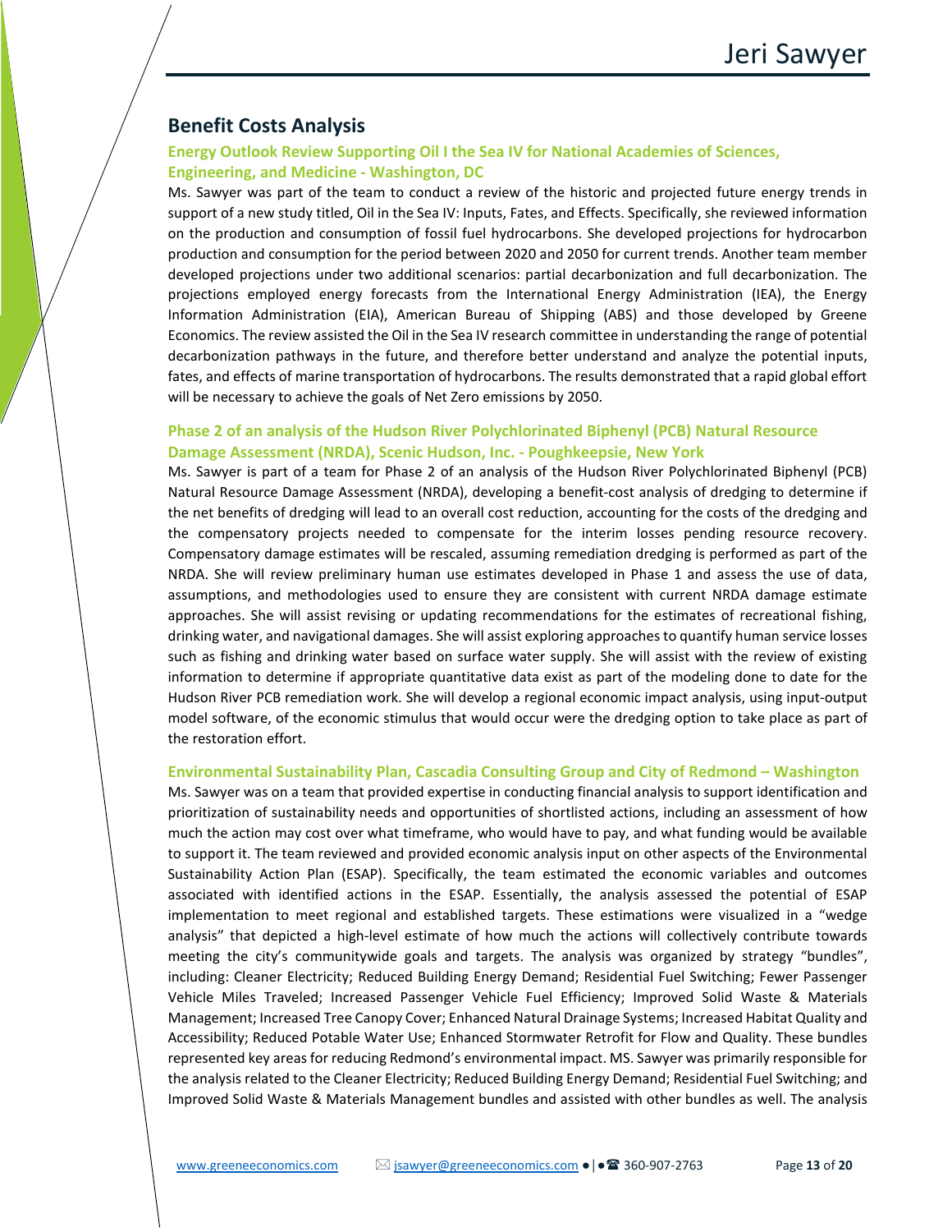## Benefit Costs Analysis

### Energy Outlook Review Supporting Oil I the Sea IV for National Academies of Sciences, Engineering, and Medicine - Washington, DC

Ms. Sawyer was part of the team to conduct a review of the historic and projected future energy trends in support of a new study titled, Oil in the Sea IV: Inputs, Fates, and Effects. Specifically, she reviewed information on the production and consumption of fossil fuel hydrocarbons. She developed projections for hydrocarbon production and consumption for the period between 2020 and 2050 for current trends. Another team member developed projections under two additional scenarios: partial decarbonization and full decarbonization. The projections employed energy forecasts from the International Energy Administration (IEA), the Energy Information Administration (EIA), American Bureau of Shipping (ABS) and those developed by Greene Economics. The review assisted the Oil in the Sea IV research committee in understanding the range of potential decarbonization pathways in the future, and therefore better understand and analyze the potential inputs, fates, and effects of marine transportation of hydrocarbons. The results demonstrated that a rapid global effort will be necessary to achieve the goals of Net Zero emissions by 2050.

### Phase 2 of an analysis of the Hudson River Polychlorinated Biphenyl (PCB) Natural Resource Damage Assessment (NRDA), Scenic Hudson, Inc. - Poughkeepsie, New York

Ms. Sawyer is part of a team for Phase 2 of an analysis of the Hudson River Polychlorinated Biphenyl (PCB) Natural Resource Damage Assessment (NRDA), developing a benefit-cost analysis of dredging to determine if the net benefits of dredging will lead to an overall cost reduction, accounting for the costs of the dredging and the compensatory projects needed to compensate for the interim losses pending resource recovery. Compensatory damage estimates will be rescaled, assuming remediation dredging is performed as part of the NRDA. She will review preliminary human use estimates developed in Phase 1 and assess the use of data, assumptions, and methodologies used to ensure they are consistent with current NRDA damage estimate approaches. She will assist revising or updating recommendations for the estimates of recreational fishing, drinking water, and navigational damages. She will assist exploring approaches to quantify human service losses such as fishing and drinking water based on surface water supply. She will assist with the review of existing information to determine if appropriate quantitative data exist as part of the modeling done to date for the Hudson River PCB remediation work. She will develop a regional economic impact analysis, using input-output model software, of the economic stimulus that would occur were the dredging option to take place as part of the restoration effort.

### Environmental Sustainability Plan, Cascadia Consulting Group and City of Redmond – Washington

Ms. Sawyer was on a team that provided expertise in conducting financial analysis to support identification and prioritization of sustainability needs and opportunities of shortlisted actions, including an assessment of how much the action may cost over what timeframe, who would have to pay, and what funding would be available to support it. The team reviewed and provided economic analysis input on other aspects of the Environmental Sustainability Action Plan (ESAP). Specifically, the team estimated the economic variables and outcomes associated with identified actions in the ESAP. Essentially, the analysis assessed the potential of ESAP implementation to meet regional and established targets. These estimations were visualized in a "wedge analysis" that depicted a high-level estimate of how much the actions will collectively contribute towards meeting the city's communitywide goals and targets. The analysis was organized by strategy "bundles", including: Cleaner Electricity; Reduced Building Energy Demand; Residential Fuel Switching; Fewer Passenger Vehicle Miles Traveled; Increased Passenger Vehicle Fuel Efficiency; Improved Solid Waste & Materials Management; Increased Tree Canopy Cover; Enhanced Natural Drainage Systems; Increased Habitat Quality and Accessibility; Reduced Potable Water Use; Enhanced Stormwater Retrofit for Flow and Quality. These bundles represented key areas for reducing Redmond's environmental impact. MS. Sawyer was primarily responsible for the analysis related to the Cleaner Electricity; Reduced Building Energy Demand; Residential Fuel Switching; and Improved Solid Waste & Materials Management bundles and assisted with other bundles as well. The analysis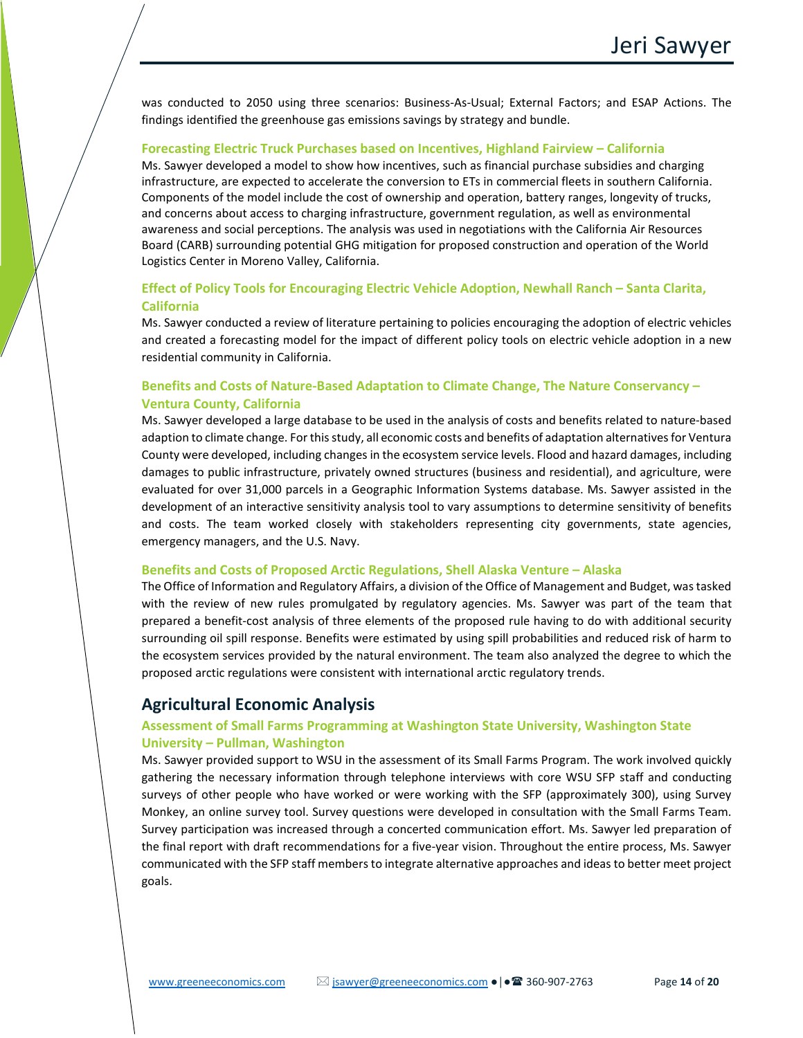was conducted to 2050 using three scenarios: Business-As-Usual; External Factors; and ESAP Actions. The findings identified the greenhouse gas emissions savings by strategy and bundle.

### Forecasting Electric Truck Purchases based on Incentives, Highland Fairview – California

Ms. Sawyer developed a model to show how incentives, such as financial purchase subsidies and charging infrastructure, are expected to accelerate the conversion to ETs in commercial fleets in southern California. Components of the model include the cost of ownership and operation, battery ranges, longevity of trucks, and concerns about access to charging infrastructure, government regulation, as well as environmental awareness and social perceptions. The analysis was used in negotiations with the California Air Resources Board (CARB) surrounding potential GHG mitigation for proposed construction and operation of the World Logistics Center in Moreno Valley, California.

### Effect of Policy Tools for Encouraging Electric Vehicle Adoption, Newhall Ranch – Santa Clarita, California

Ms. Sawyer conducted a review of literature pertaining to policies encouraging the adoption of electric vehicles and created a forecasting model for the impact of different policy tools on electric vehicle adoption in a new residential community in California.

### Benefits and Costs of Nature-Based Adaptation to Climate Change, The Nature Conservancy – Ventura County, California

Ms. Sawyer developed a large database to be used in the analysis of costs and benefits related to nature-based adaption to climate change. For this study, all economic costs and benefits of adaptation alternatives for Ventura County were developed, including changes in the ecosystem service levels. Flood and hazard damages, including damages to public infrastructure, privately owned structures (business and residential), and agriculture, were evaluated for over 31,000 parcels in a Geographic Information Systems database. Ms. Sawyer assisted in the development of an interactive sensitivity analysis tool to vary assumptions to determine sensitivity of benefits and costs. The team worked closely with stakeholders representing city governments, state agencies, emergency managers, and the U.S. Navy.

### Benefits and Costs of Proposed Arctic Regulations, Shell Alaska Venture – Alaska

The Office of Information and Regulatory Affairs, a division of the Office of Management and Budget, was tasked with the review of new rules promulgated by regulatory agencies. Ms. Sawyer was part of the team that prepared a benefit-cost analysis of three elements of the proposed rule having to do with additional security surrounding oil spill response. Benefits were estimated by using spill probabilities and reduced risk of harm to the ecosystem services provided by the natural environment. The team also analyzed the degree to which the proposed arctic regulations were consistent with international arctic regulatory trends.

## Agricultural Economic Analysis

### Assessment of Small Farms Programming at Washington State University, Washington State University – Pullman, Washington

Ms. Sawyer provided support to WSU in the assessment of its Small Farms Program. The work involved quickly gathering the necessary information through telephone interviews with core WSU SFP staff and conducting surveys of other people who have worked or were working with the SFP (approximately 300), using Survey Monkey, an online survey tool. Survey questions were developed in consultation with the Small Farms Team. Survey participation was increased through a concerted communication effort. Ms. Sawyer led preparation of the final report with draft recommendations for a five-year vision. Throughout the entire process, Ms. Sawyer communicated with the SFP staff members to integrate alternative approaches and ideas to better meet project goals.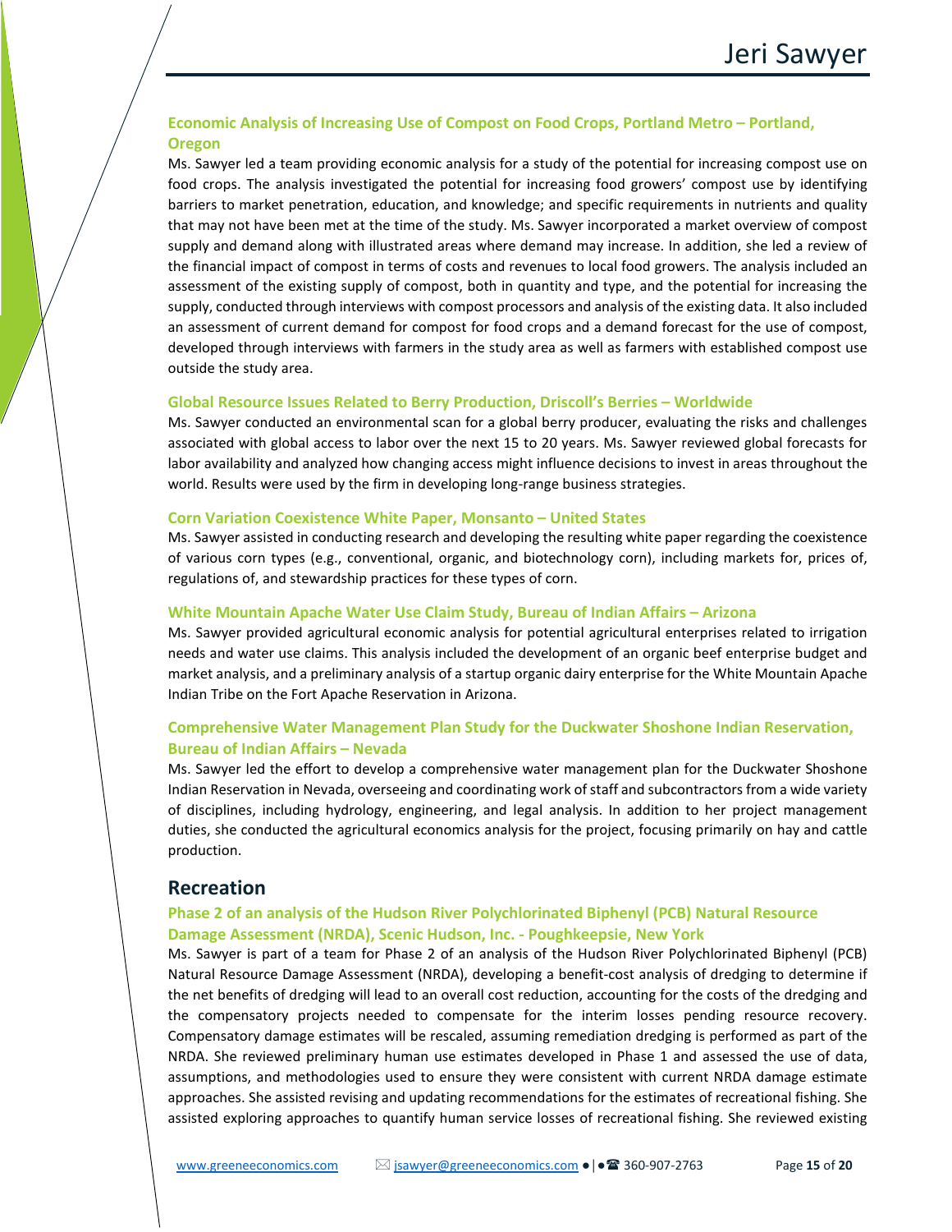### Economic Analysis of Increasing Use of Compost on Food Crops, Portland Metro – Portland, Oregon

Ms. Sawyer led a team providing economic analysis for a study of the potential for increasing compost use on food crops. The analysis investigated the potential for increasing food growers' compost use by identifying barriers to market penetration, education, and knowledge; and specific requirements in nutrients and quality that may not have been met at the time of the study. Ms. Sawyer incorporated a market overview of compost supply and demand along with illustrated areas where demand may increase. In addition, she led a review of the financial impact of compost in terms of costs and revenues to local food growers. The analysis included an assessment of the existing supply of compost, both in quantity and type, and the potential for increasing the supply, conducted through interviews with compost processors and analysis of the existing data. It also included an assessment of current demand for compost for food crops and a demand forecast for the use of compost, developed through interviews with farmers in the study area as well as farmers with established compost use outside the study area.

### Global Resource Issues Related to Berry Production, Driscoll's Berries – Worldwide

Ms. Sawyer conducted an environmental scan for a global berry producer, evaluating the risks and challenges associated with global access to labor over the next 15 to 20 years. Ms. Sawyer reviewed global forecasts for labor availability and analyzed how changing access might influence decisions to invest in areas throughout the world. Results were used by the firm in developing long-range business strategies.

### Corn Variation Coexistence White Paper, Monsanto – United States

Ms. Sawyer assisted in conducting research and developing the resulting white paper regarding the coexistence of various corn types (e.g., conventional, organic, and biotechnology corn), including markets for, prices of, regulations of, and stewardship practices for these types of corn.

### White Mountain Apache Water Use Claim Study, Bureau of Indian Affairs – Arizona

Ms. Sawyer provided agricultural economic analysis for potential agricultural enterprises related to irrigation needs and water use claims. This analysis included the development of an organic beef enterprise budget and market analysis, and a preliminary analysis of a startup organic dairy enterprise for the White Mountain Apache Indian Tribe on the Fort Apache Reservation in Arizona.

### Comprehensive Water Management Plan Study for the Duckwater Shoshone Indian Reservation, Bureau of Indian Affairs – Nevada

Ms. Sawyer led the effort to develop a comprehensive water management plan for the Duckwater Shoshone Indian Reservation in Nevada, overseeing and coordinating work of staff and subcontractors from a wide variety of disciplines, including hydrology, engineering, and legal analysis. In addition to her project management duties, she conducted the agricultural economics analysis for the project, focusing primarily on hay and cattle production.

## Recreation

### Phase 2 of an analysis of the Hudson River Polychlorinated Biphenyl (PCB) Natural Resource Damage Assessment (NRDA), Scenic Hudson, Inc. - Poughkeepsie, New York

Ms. Sawyer is part of a team for Phase 2 of an analysis of the Hudson River Polychlorinated Biphenyl (PCB) Natural Resource Damage Assessment (NRDA), developing a benefit-cost analysis of dredging to determine if the net benefits of dredging will lead to an overall cost reduction, accounting for the costs of the dredging and the compensatory projects needed to compensate for the interim losses pending resource recovery. Compensatory damage estimates will be rescaled, assuming remediation dredging is performed as part of the NRDA. She reviewed preliminary human use estimates developed in Phase 1 and assessed the use of data, assumptions, and methodologies used to ensure they were consistent with current NRDA damage estimate approaches. She assisted revising and updating recommendations for the estimates of recreational fishing. She assisted exploring approaches to quantify human service losses of recreational fishing. She reviewed existing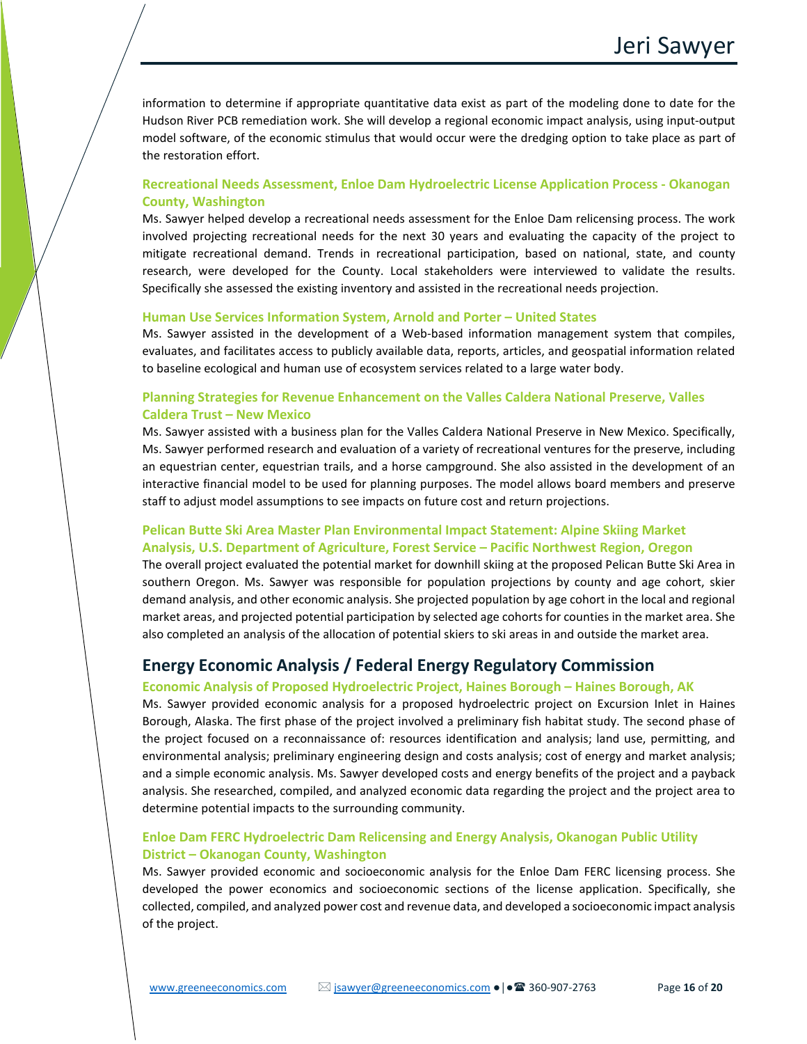information to determine if appropriate quantitative data exist as part of the modeling done to date for the Hudson River PCB remediation work. She will develop a regional economic impact analysis, using input-output model software, of the economic stimulus that would occur were the dredging option to take place as part of the restoration effort.

### Recreational Needs Assessment, Enloe Dam Hydroelectric License Application Process - Okanogan County, Washington

Ms. Sawyer helped develop a recreational needs assessment for the Enloe Dam relicensing process. The work involved projecting recreational needs for the next 30 years and evaluating the capacity of the project to mitigate recreational demand. Trends in recreational participation, based on national, state, and county research, were developed for the County. Local stakeholders were interviewed to validate the results. Specifically she assessed the existing inventory and assisted in the recreational needs projection.

### Human Use Services Information System, Arnold and Porter – United States

Ms. Sawyer assisted in the development of a Web-based information management system that compiles, evaluates, and facilitates access to publicly available data, reports, articles, and geospatial information related to baseline ecological and human use of ecosystem services related to a large water body.

### Planning Strategies for Revenue Enhancement on the Valles Caldera National Preserve, Valles Caldera Trust – New Mexico

Ms. Sawyer assisted with a business plan for the Valles Caldera National Preserve in New Mexico. Specifically, Ms. Sawyer performed research and evaluation of a variety of recreational ventures for the preserve, including an equestrian center, equestrian trails, and a horse campground. She also assisted in the development of an interactive financial model to be used for planning purposes. The model allows board members and preserve staff to adjust model assumptions to see impacts on future cost and return projections.

### Pelican Butte Ski Area Master Plan Environmental Impact Statement: Alpine Skiing Market Analysis, U.S. Department of Agriculture, Forest Service – Pacific Northwest Region, Oregon

The overall project evaluated the potential market for downhill skiing at the proposed Pelican Butte Ski Area in southern Oregon. Ms. Sawyer was responsible for population projections by county and age cohort, skier demand analysis, and other economic analysis. She projected population by age cohort in the local and regional market areas, and projected potential participation by selected age cohorts for counties in the market area. She also completed an analysis of the allocation of potential skiers to ski areas in and outside the market area.

## Energy Economic Analysis / Federal Energy Regulatory Commission

### Economic Analysis of Proposed Hydroelectric Project, Haines Borough – Haines Borough, AK

Ms. Sawyer provided economic analysis for a proposed hydroelectric project on Excursion Inlet in Haines Borough, Alaska. The first phase of the project involved a preliminary fish habitat study. The second phase of the project focused on a reconnaissance of: resources identification and analysis; land use, permitting, and environmental analysis; preliminary engineering design and costs analysis; cost of energy and market analysis; and a simple economic analysis. Ms. Sawyer developed costs and energy benefits of the project and a payback analysis. She researched, compiled, and analyzed economic data regarding the project and the project area to determine potential impacts to the surrounding community.

### Enloe Dam FERC Hydroelectric Dam Relicensing and Energy Analysis, Okanogan Public Utility District – Okanogan County, Washington

Ms. Sawyer provided economic and socioeconomic analysis for the Enloe Dam FERC licensing process. She developed the power economics and socioeconomic sections of the license application. Specifically, she collected, compiled, and analyzed power cost and revenue data, and developed a socioeconomic impact analysis of the project.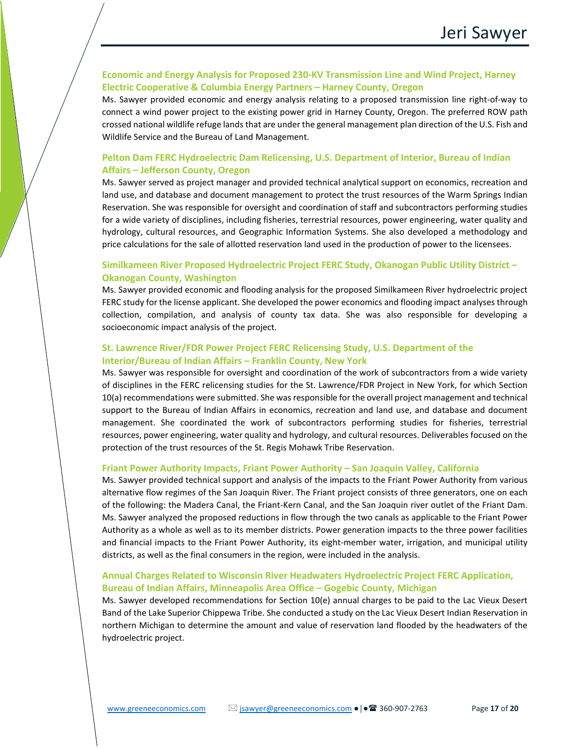### Economic and Energy Analysis for Proposed 230-KV Transmission Line and Wind Project, Harney Electric Cooperative & Columbia Energy Partners – Harney County, Oregon

Ms. Sawyer provided economic and energy analysis relating to a proposed transmission line right-of-way to connect a wind power project to the existing power grid in Harney County, Oregon. The preferred ROW path crossed national wildlife refuge lands that are under the general management plan direction of the U.S. Fish and Wildlife Service and the Bureau of Land Management.

### Pelton Dam FERC Hydroelectric Dam Relicensing, U.S. Department of Interior, Bureau of Indian Affairs – Jefferson County, Oregon

Ms. Sawyer served as project manager and provided technical analytical support on economics, recreation and land use, and database and document management to protect the trust resources of the Warm Springs Indian Reservation. She was responsible for oversight and coordination of staff and subcontractors performing studies for a wide variety of disciplines, including fisheries, terrestrial resources, power engineering, water quality and hydrology, cultural resources, and Geographic Information Systems. She also developed a methodology and price calculations for the sale of allotted reservation land used in the production of power to the licensees.

### Similkameen River Proposed Hydroelectric Project FERC Study, Okanogan Public Utility District – Okanogan County, Washington

Ms. Sawyer provided economic and flooding analysis for the proposed Similkameen River hydroelectric project FERC study for the license applicant. She developed the power economics and flooding impact analyses through collection, compilation, and analysis of county tax data. She was also responsible for developing a socioeconomic impact analysis of the project.

### St. Lawrence River/FDR Power Project FERC Relicensing Study, U.S. Department of the Interior/Bureau of Indian Affairs – Franklin County, New York

Ms. Sawyer was responsible for oversight and coordination of the work of subcontractors from a wide variety of disciplines in the FERC relicensing studies for the St. Lawrence/FDR Project in New York, for which Section 10(a) recommendations were submitted. She was responsible for the overall project management and technical support to the Bureau of Indian Affairs in economics, recreation and land use, and database and document management. She coordinated the work of subcontractors performing studies for fisheries, terrestrial resources, power engineering, water quality and hydrology, and cultural resources. Deliverables focused on the protection of the trust resources of the St. Regis Mohawk Tribe Reservation.

### Friant Power Authority Impacts, Friant Power Authority – San Joaquin Valley, California

Ms. Sawyer provided technical support and analysis of the impacts to the Friant Power Authority from various alternative flow regimes of the San Joaquin River. The Friant project consists of three generators, one on each of the following: the Madera Canal, the Friant-Kern Canal, and the San Joaquin river outlet of the Friant Dam. Ms. Sawyer analyzed the proposed reductions in flow through the two canals as applicable to the Friant Power Authority as a whole as well as to its member districts. Power generation impacts to the three power facilities and financial impacts to the Friant Power Authority, its eight-member water, irrigation, and municipal utility districts, as well as the final consumers in the region, were included in the analysis.

### Annual Charges Related to Wisconsin River Headwaters Hydroelectric Project FERC Application, Bureau of Indian Affairs, Minneapolis Area Office – Gogebic County, Michigan

Ms. Sawyer developed recommendations for Section 10(e) annual charges to be paid to the Lac Vieux Desert Band of the Lake Superior Chippewa Tribe. She conducted a study on the Lac Vieux Desert Indian Reservation in northern Michigan to determine the amount and value of reservation land flooded by the headwaters of the hydroelectric project.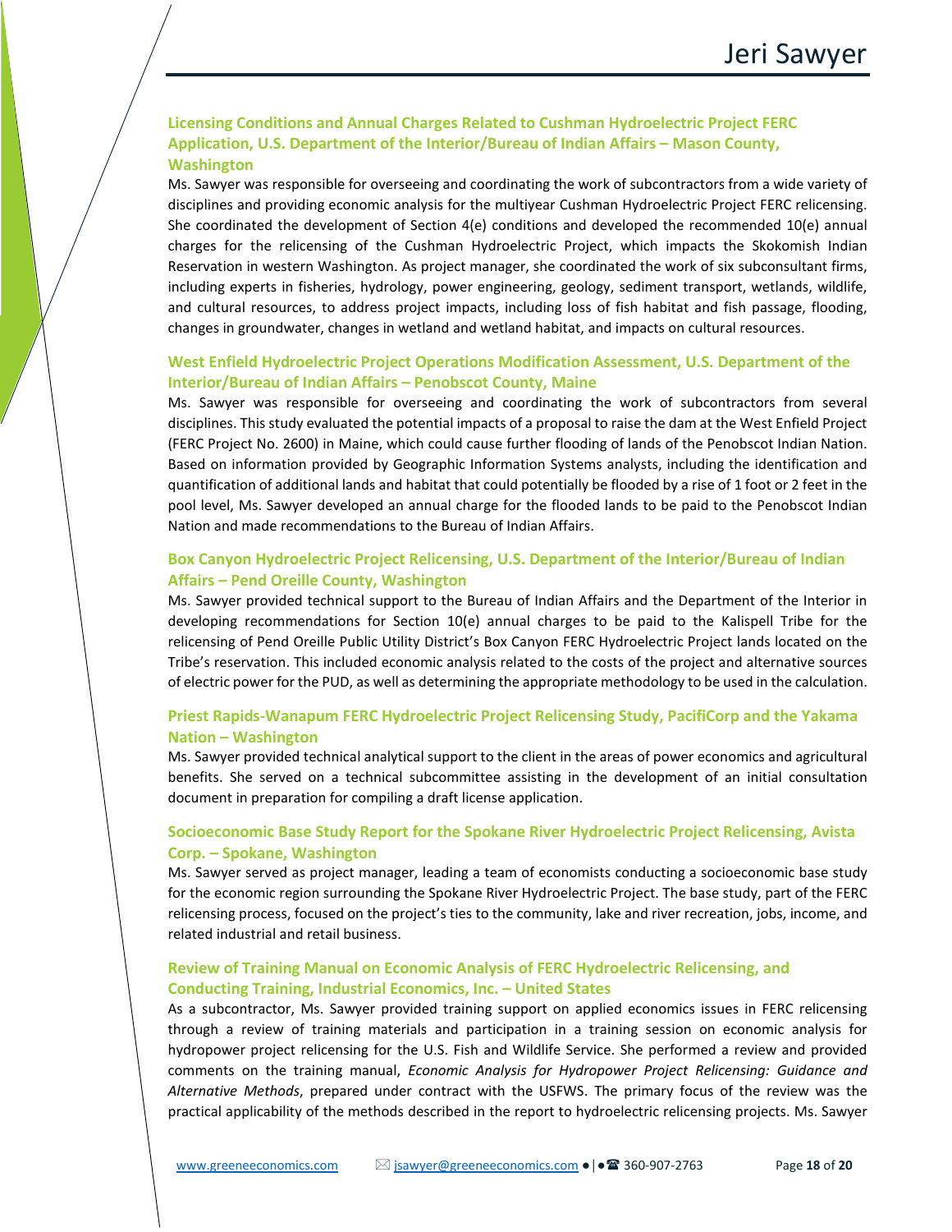### Licensing Conditions and Annual Charges Related to Cushman Hydroelectric Project FERC Application, U.S. Department of the Interior/Bureau of Indian Affairs – Mason County, Washington

Ms. Sawyer was responsible for overseeing and coordinating the work of subcontractors from a wide variety of disciplines and providing economic analysis for the multiyear Cushman Hydroelectric Project FERC relicensing. She coordinated the development of Section 4(e) conditions and developed the recommended 10(e) annual charges for the relicensing of the Cushman Hydroelectric Project, which impacts the Skokomish Indian Reservation in western Washington. As project manager, she coordinated the work of six subconsultant firms, including experts in fisheries, hydrology, power engineering, geology, sediment transport, wetlands, wildlife, and cultural resources, to address project impacts, including loss of fish habitat and fish passage, flooding, changes in groundwater, changes in wetland and wetland habitat, and impacts on cultural resources.

### West Enfield Hydroelectric Project Operations Modification Assessment, U.S. Department of the Interior/Bureau of Indian Affairs – Penobscot County, Maine

Ms. Sawyer was responsible for overseeing and coordinating the work of subcontractors from several disciplines. This study evaluated the potential impacts of a proposal to raise the dam at the West Enfield Project (FERC Project No. 2600) in Maine, which could cause further flooding of lands of the Penobscot Indian Nation. Based on information provided by Geographic Information Systems analysts, including the identification and quantification of additional lands and habitat that could potentially be flooded by a rise of 1 foot or 2 feet in the pool level, Ms. Sawyer developed an annual charge for the flooded lands to be paid to the Penobscot Indian Nation and made recommendations to the Bureau of Indian Affairs.

### Box Canyon Hydroelectric Project Relicensing, U.S. Department of the Interior/Bureau of Indian Affairs – Pend Oreille County, Washington

Ms. Sawyer provided technical support to the Bureau of Indian Affairs and the Department of the Interior in developing recommendations for Section 10(e) annual charges to be paid to the Kalispell Tribe for the relicensing of Pend Oreille Public Utility District's Box Canyon FERC Hydroelectric Project lands located on the Tribe's reservation. This included economic analysis related to the costs of the project and alternative sources of electric power for the PUD, as well as determining the appropriate methodology to be used in the calculation.

### Priest Rapids-Wanapum FERC Hydroelectric Project Relicensing Study, PacifiCorp and the Yakama Nation – Washington

Ms. Sawyer provided technical analytical support to the client in the areas of power economics and agricultural benefits. She served on a technical subcommittee assisting in the development of an initial consultation document in preparation for compiling a draft license application.

### Socioeconomic Base Study Report for the Spokane River Hydroelectric Project Relicensing, Avista Corp. – Spokane, Washington

Ms. Sawyer served as project manager, leading a team of economists conducting a socioeconomic base study for the economic region surrounding the Spokane River Hydroelectric Project. The base study, part of the FERC relicensing process, focused on the project's ties to the community, lake and river recreation, jobs, income, and related industrial and retail business.

### Review of Training Manual on Economic Analysis of FERC Hydroelectric Relicensing, and Conducting Training, Industrial Economics, Inc. – United States

As a subcontractor, Ms. Sawyer provided training support on applied economics issues in FERC relicensing through a review of training materials and participation in a training session on economic analysis for hydropower project relicensing for the U.S. Fish and Wildlife Service. She performed a review and provided comments on the training manual, *Economic Analysis for Hydropower Project Relicensing: Guidance and Alternative Methods*, prepared under contract with the USFWS. The primary focus of the review was the practical applicability of the methods described in the report to hydroelectric relicensing projects. Ms. Sawyer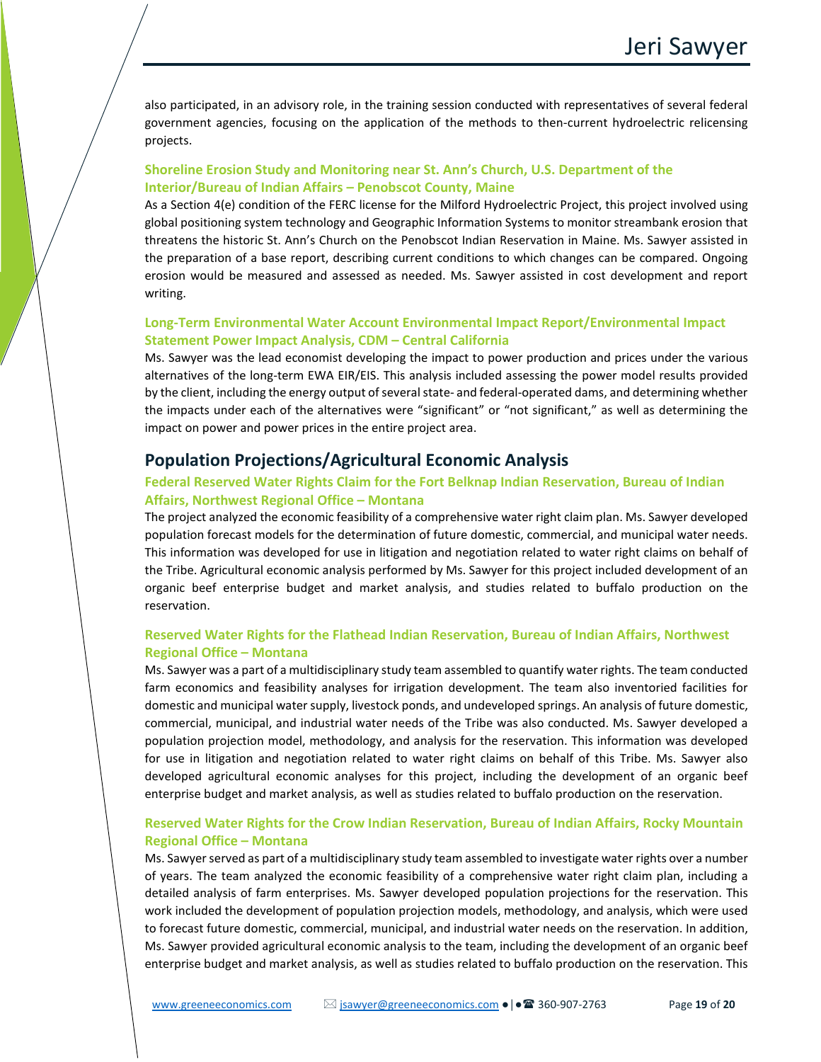also participated, in an advisory role, in the training session conducted with representatives of several federal government agencies, focusing on the application of the methods to then-current hydroelectric relicensing projects.

### Shoreline Erosion Study and Monitoring near St. Ann's Church, U.S. Department of the Interior/Bureau of Indian Affairs – Penobscot County, Maine

As a Section 4(e) condition of the FERC license for the Milford Hydroelectric Project, this project involved using global positioning system technology and Geographic Information Systems to monitor streambank erosion that threatens the historic St. Ann's Church on the Penobscot Indian Reservation in Maine. Ms. Sawyer assisted in the preparation of a base report, describing current conditions to which changes can be compared. Ongoing erosion would be measured and assessed as needed. Ms. Sawyer assisted in cost development and report writing.

### Long-Term Environmental Water Account Environmental Impact Report/Environmental Impact Statement Power Impact Analysis, CDM – Central California

Ms. Sawyer was the lead economist developing the impact to power production and prices under the various alternatives of the long-term EWA EIR/EIS. This analysis included assessing the power model results provided by the client, including the energy output of several state- and federal-operated dams, and determining whether the impacts under each of the alternatives were "significant" or "not significant," as well as determining the impact on power and power prices in the entire project area.

## Population Projections/Agricultural Economic Analysis

### Federal Reserved Water Rights Claim for the Fort Belknap Indian Reservation, Bureau of Indian Affairs, Northwest Regional Office – Montana

The project analyzed the economic feasibility of a comprehensive water right claim plan. Ms. Sawyer developed population forecast models for the determination of future domestic, commercial, and municipal water needs. This information was developed for use in litigation and negotiation related to water right claims on behalf of the Tribe. Agricultural economic analysis performed by Ms. Sawyer for this project included development of an organic beef enterprise budget and market analysis, and studies related to buffalo production on the reservation.

### Reserved Water Rights for the Flathead Indian Reservation, Bureau of Indian Affairs, Northwest Regional Office – Montana

Ms. Sawyer was a part of a multidisciplinary study team assembled to quantify water rights. The team conducted farm economics and feasibility analyses for irrigation development. The team also inventoried facilities for domestic and municipal water supply, livestock ponds, and undeveloped springs. An analysis of future domestic, commercial, municipal, and industrial water needs of the Tribe was also conducted. Ms. Sawyer developed a population projection model, methodology, and analysis for the reservation. This information was developed for use in litigation and negotiation related to water right claims on behalf of this Tribe. Ms. Sawyer also developed agricultural economic analyses for this project, including the development of an organic beef enterprise budget and market analysis, as well as studies related to buffalo production on the reservation.

### Reserved Water Rights for the Crow Indian Reservation, Bureau of Indian Affairs, Rocky Mountain Regional Office – Montana

Ms. Sawyer served as part of a multidisciplinary study team assembled to investigate water rights over a number of years. The team analyzed the economic feasibility of a comprehensive water right claim plan, including a detailed analysis of farm enterprises. Ms. Sawyer developed population projections for the reservation. This work included the development of population projection models, methodology, and analysis, which were used to forecast future domestic, commercial, municipal, and industrial water needs on the reservation. In addition, Ms. Sawyer provided agricultural economic analysis to the team, including the development of an organic beef enterprise budget and market analysis, as well as studies related to buffalo production on the reservation. This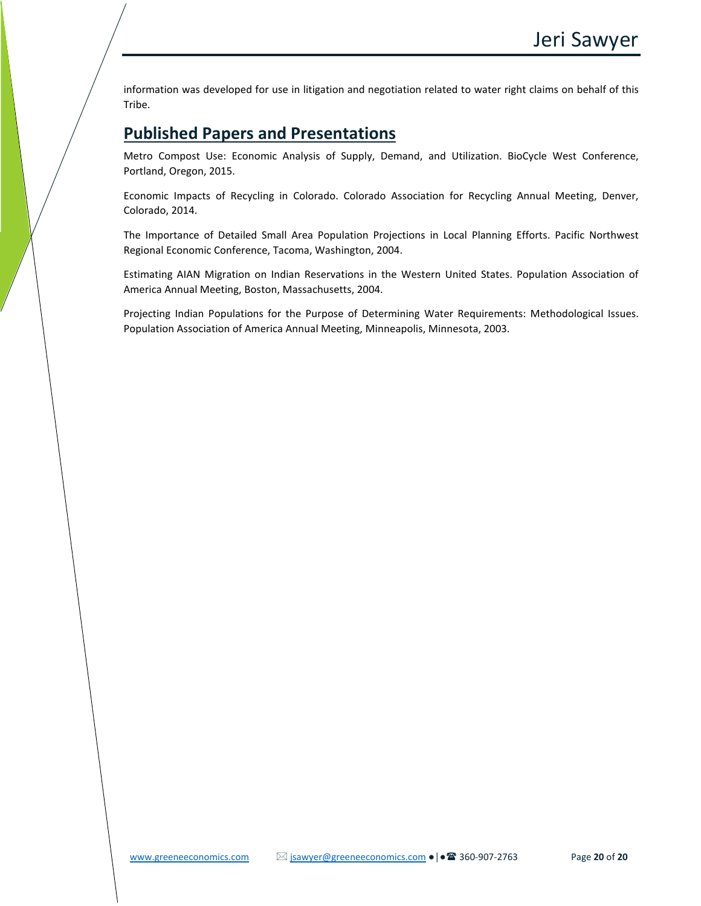information was developed for use in litigation and negotiation related to water right claims on behalf of this Tribe.

## Published Papers and Presentations

Metro Compost Use: Economic Analysis of Supply, Demand, and Utilization. BioCycle West Conference, Portland, Oregon, 2015.

Economic Impacts of Recycling in Colorado. Colorado Association for Recycling Annual Meeting, Denver, Colorado, 2014.

The Importance of Detailed Small Area Population Projections in Local Planning Efforts. Pacific Northwest Regional Economic Conference, Tacoma, Washington, 2004.

Estimating AIAN Migration on Indian Reservations in the Western United States. Population Association of America Annual Meeting, Boston, Massachusetts, 2004.

Projecting Indian Populations for the Purpose of Determining Water Requirements: Methodological Issues. Population Association of America Annual Meeting, Minneapolis, Minnesota, 2003.